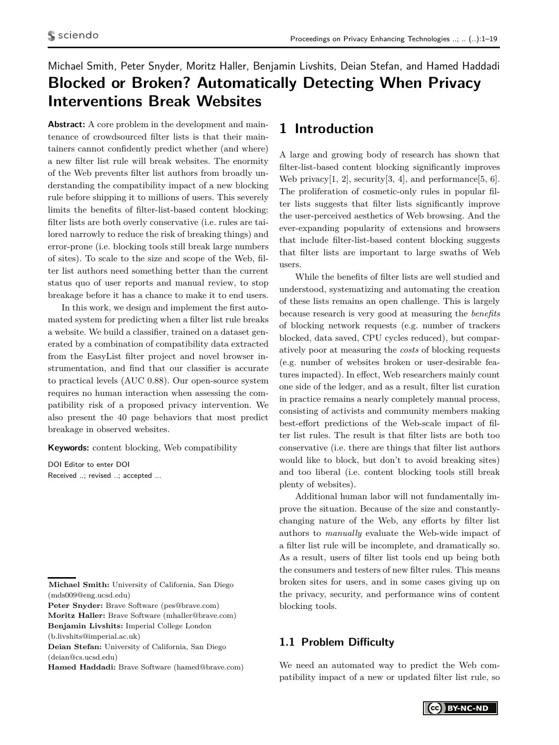Michael Smith, Peter Snyder, Moritz Haller, Benjamin Livshits, Deian Stefan, and Hamed Haddadi

# Blocked or Broken? Automatically Detecting When Privacy Interventions Break Websites

**Abstract:** A core problem in the development and maintenance of crowdsourced filter lists is that their maintainers cannot confidently predict whether (and where) a new filter list rule will break websites. The enormity of the Web prevents filter list authors from broadly understanding the compatibility impact of a new blocking rule before shipping it to millions of users. This severely limits the benefits of filter-list-based content blocking: filter lists are both overly conservative (i.e. rules are tailored narrowly to reduce the risk of breaking things) and error-prone (i.e. blocking tools still break large numbers of sites). To scale to the size and scope of the Web, filter list authors need something better than the current status quo of user reports and manual review, to stop breakage before it has a chance to make it to end users.

In this work, we design and implement the first automated system for predicting when a filter list rule breaks a website. We build a classifier, trained on a dataset generated by a combination of compatibility data extracted from the EasyList filter project and novel browser instrumentation, and find that our classifier is accurate to practical levels (AUC 0.88). Our open-source system requires no human interaction when assessing the compatibility risk of a proposed privacy intervention. We also present the 40 page behaviors that most predict breakage in observed websites.

**Keywords:** content blocking, Web compatibility

DOI Editor to enter DOI
Received ..; revised ..; accepted ...

**Michael Smith:** University of California, San Diego (mds009@eng.ucsd.edu)
**Peter Snyder:** Brave Software (pes@brave.com)
**Moritz Haller:** Brave Software (mhaller@brave.com)
**Benjamin Livshits:** Imperial College London (b.livshits@imperial.ac.uk)
**Deian Stefan:** University of California, San Diego (deian@cs.ucsd.edu)
**Hamed Haddadi:** Brave Software (hamed@brave.com)

## 1 Introduction

A large and growing body of research has shown that filter-list-based content blocking significantly improves Web privacy[1, 2], security[3, 4], and performance[5, 6]. The proliferation of cosmetic-only rules in popular filter lists suggests that filter lists significantly improve the user-perceived aesthetics of Web browsing. And the ever-expanding popularity of extensions and browsers that include filter-list-based content blocking suggests that filter lists are important to large swaths of Web users.

While the benefits of filter lists are well studied and understood, systematizing and automating the creation of these lists remains an open challenge. This is largely because research is very good at measuring the *benefits* of blocking network requests (e.g. number of trackers blocked, data saved, CPU cycles reduced), but comparatively poor at measuring the *costs* of blocking requests (e.g. number of websites broken or user-desirable features impacted). In effect, Web researchers mainly count one side of the ledger, and as a result, filter list curation in practice remains a nearly completely manual process, consisting of activists and community members making best-effort predictions of the Web-scale impact of filter list rules. The result is that filter lists are both too conservative (i.e. there are things that filter list authors would like to block, but don't to avoid breaking sites) and too liberal (i.e. content blocking tools still break plenty of websites).

Additional human labor will not fundamentally improve the situation. Because of the size and constantly-changing nature of the Web, any efforts by filter list authors to *manually* evaluate the Web-wide impact of a filter list rule will be incomplete, and dramatically so. As a result, users of filter list tools end up being both the consumers and testers of new filter rules. This means broken sites for users, and in some cases giving up on the privacy, security, and performance wins of content blocking tools.

### 1.1 Problem Difficulty

We need an automated way to predict the Web compatibility impact of a new or updated filter list rule, so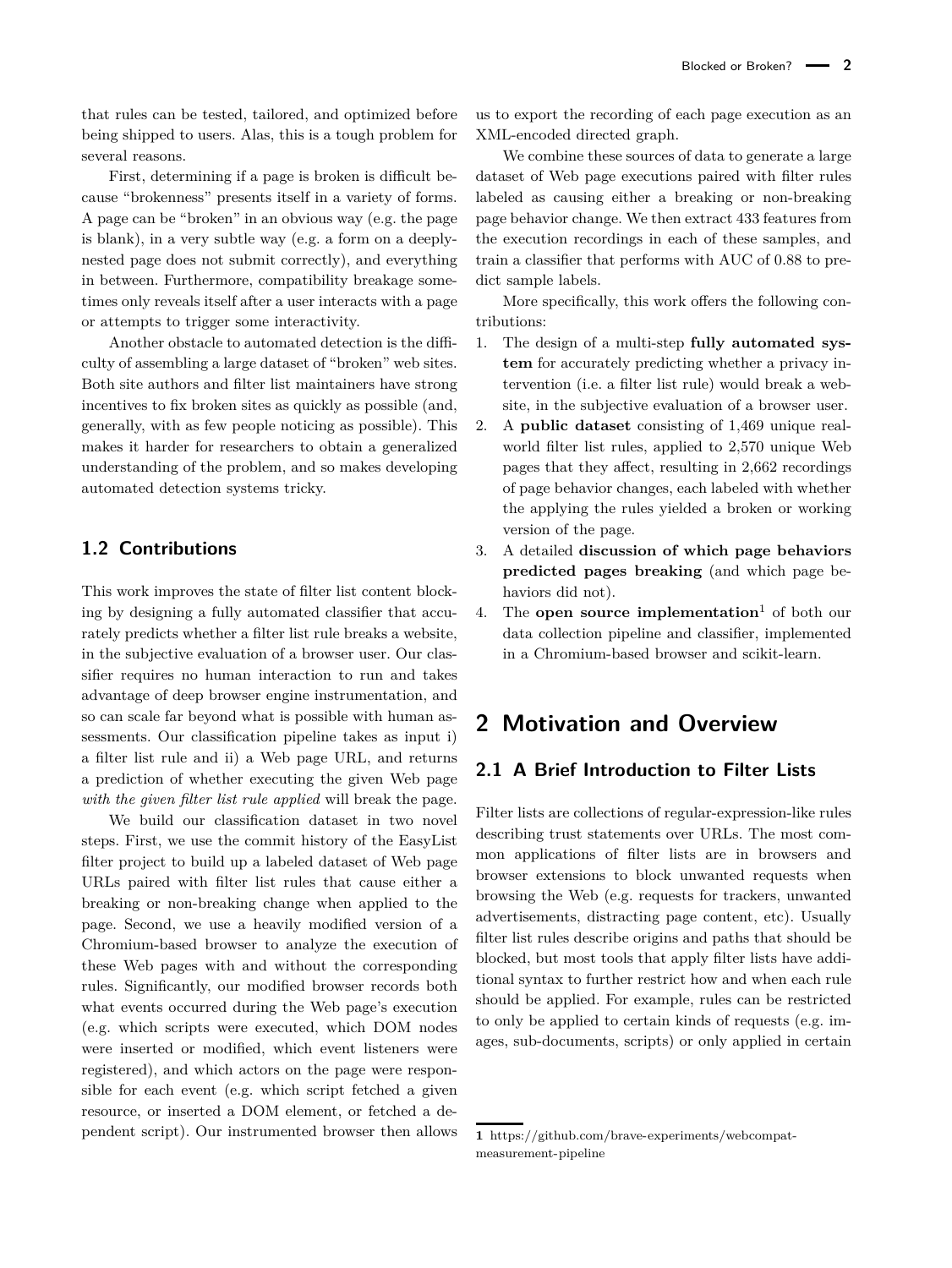that rules can be tested, tailored, and optimized before being shipped to users. Alas, this is a tough problem for several reasons.

First, determining if a page is broken is difficult because "brokenness" presents itself in a variety of forms. A page can be "broken" in an obvious way (e.g. the page is blank), in a very subtle way (e.g. a form on a deeply-nested page does not submit correctly), and everything in between. Furthermore, compatibility breakage sometimes only reveals itself after a user interacts with a page or attempts to trigger some interactivity.

Another obstacle to automated detection is the difficulty of assembling a large dataset of "broken" web sites. Both site authors and filter list maintainers have strong incentives to fix broken sites as quickly as possible (and, generally, with as few people noticing as possible). This makes it harder for researchers to obtain a generalized understanding of the problem, and so makes developing automated detection systems tricky.

## 1.2 Contributions

This work improves the state of filter list content blocking by designing a fully automated classifier that accurately predicts whether a filter list rule breaks a website, in the subjective evaluation of a browser user. Our classifier requires no human interaction to run and takes advantage of deep browser engine instrumentation, and so can scale far beyond what is possible with human assessments. Our classification pipeline takes as input i) a filter list rule and ii) a Web page URL, and returns a prediction of whether executing the given Web page *with the given filter list rule applied* will break the page.

We build our classification dataset in two novel steps. First, we use the commit history of the EasyList filter project to build up a labeled dataset of Web page URLs paired with filter list rules that cause either a breaking or non-breaking change when applied to the page. Second, we use a heavily modified version of a Chromium-based browser to analyze the execution of these Web pages with and without the corresponding rules. Significantly, our modified browser records both what events occurred during the Web page's execution (e.g. which scripts were executed, which DOM nodes were inserted or modified, which event listeners were registered), and which actors on the page were responsible for each event (e.g. which script fetched a given resource, or inserted a DOM element, or fetched a dependent script). Our instrumented browser then allows us to export the recording of each page execution as an XML-encoded directed graph.

We combine these sources of data to generate a large dataset of Web page executions paired with filter rules labeled as causing either a breaking or non-breaking page behavior change. We then extract 433 features from the execution recordings in each of these samples, and train a classifier that performs with AUC of 0.88 to predict sample labels.

More specifically, this work offers the following contributions:

1. The design of a multi-step **fully automated system** for accurately predicting whether a privacy intervention (i.e. a filter list rule) would break a website, in the subjective evaluation of a browser user.
2. A **public dataset** consisting of 1,469 unique real-world filter list rules, applied to 2,570 unique Web pages that they affect, resulting in 2,662 recordings of page behavior changes, each labeled with whether the applying the rules yielded a broken or working version of the page.
3. A detailed **discussion of which page behaviors predicted pages breaking** (and which page behaviors did not).
4. The **open source implementation**[1] of both our data collection pipeline and classifier, implemented in a Chromium-based browser and scikit-learn.

# 2 Motivation and Overview

## 2.1 A Brief Introduction to Filter Lists

Filter lists are collections of regular-expression-like rules describing trust statements over URLs. The most common applications of filter lists are in browsers and browser extensions to block unwanted requests when browsing the Web (e.g. requests for trackers, unwanted advertisements, distracting page content, etc). Usually filter list rules describe origins and paths that should be blocked, but most tools that apply filter lists have additional syntax to further restrict how and when each rule should be applied. For example, rules can be restricted to only be applied to certain kinds of requests (e.g. images, sub-documents, scripts) or only applied in certain

[1] https://github.com/brave-experiments/webcompat-measurement-pipeline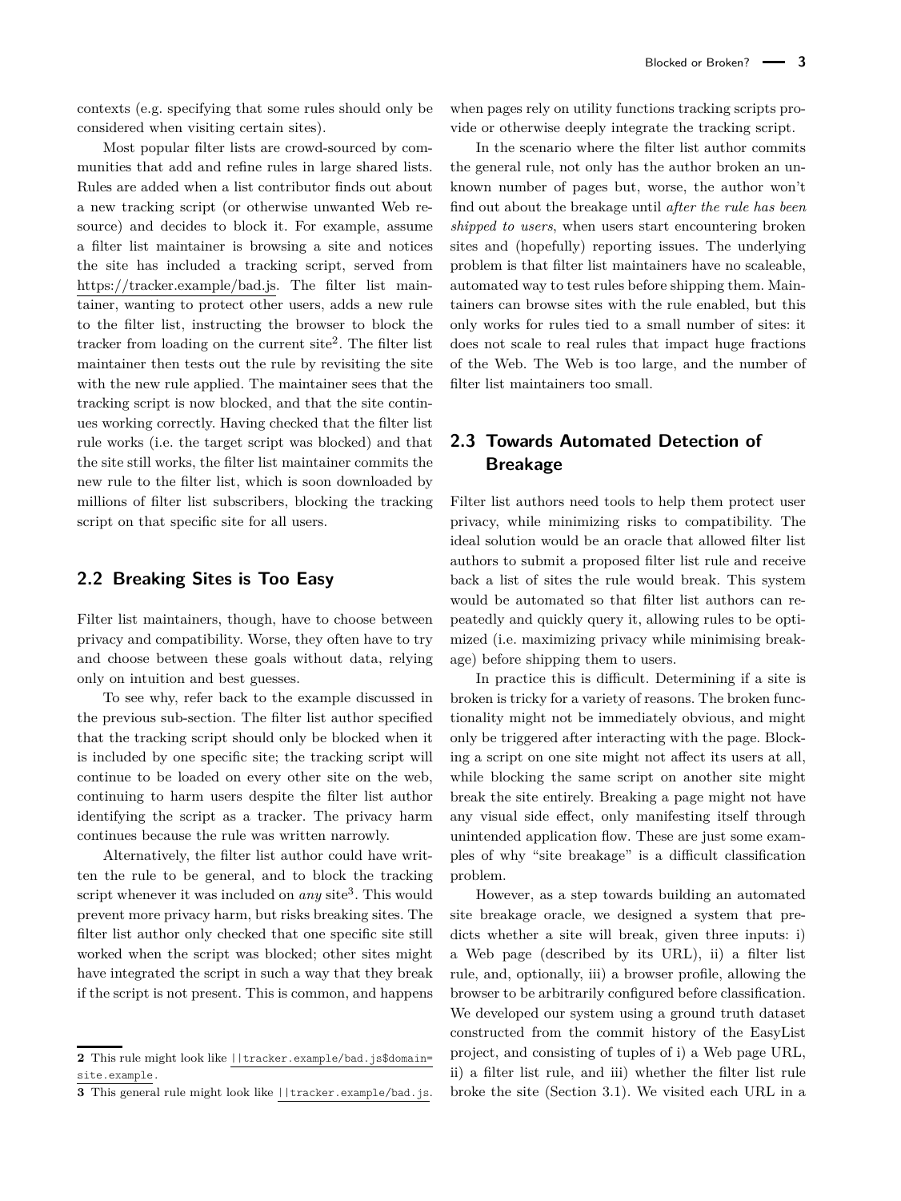contexts (e.g. specifying that some rules should only be considered when visiting certain sites).

Most popular filter lists are crowd-sourced by communities that add and refine rules in large shared lists. Rules are added when a list contributor finds out about a new tracking script (or otherwise unwanted Web resource) and decides to block it. For example, assume a filter list maintainer is browsing a site and notices the site has included a tracking script, served from https://tracker.example/bad.js. The filter list maintainer, wanting to protect other users, adds a new rule to the filter list, instructing the browser to block the tracker from loading on the current site[2]. The filter list maintainer then tests out the rule by revisiting the site with the new rule applied. The maintainer sees that the tracking script is now blocked, and that the site continues working correctly. Having checked that the filter list rule works (i.e. the target script was blocked) and that the site still works, the filter list maintainer commits the new rule to the filter list, which is soon downloaded by millions of filter list subscribers, blocking the tracking script on that specific site for all users.

## 2.2 Breaking Sites is Too Easy

Filter list maintainers, though, have to choose between privacy and compatibility. Worse, they often have to try and choose between these goals without data, relying only on intuition and best guesses.

To see why, refer back to the example discussed in the previous sub-section. The filter list author specified that the tracking script should only be blocked when it is included by one specific site; the tracking script will continue to be loaded on every other site on the web, continuing to harm users despite the filter list author identifying the script as a tracker. The privacy harm continues because the rule was written narrowly.

Alternatively, the filter list author could have written the rule to be general, and to block the tracking script whenever it was included on *any* site[3]. This would prevent more privacy harm, but risks breaking sites. The filter list author only checked that one specific site still worked when the script was blocked; other sites might have integrated the script in such a way that they break if the script is not present. This is common, and happens when pages rely on utility functions tracking scripts provide or otherwise deeply integrate the tracking script.

In the scenario where the filter list author commits the general rule, not only has the author broken an unknown number of pages but, worse, the author won't find out about the breakage until *after the rule has been shipped to users*, when users start encountering broken sites and (hopefully) reporting issues. The underlying problem is that filter list maintainers have no scaleable, automated way to test rules before shipping them. Maintainers can browse sites with the rule enabled, but this only works for rules tied to a small number of sites: it does not scale to real rules that impact huge fractions of the Web. The Web is too large, and the number of filter list maintainers too small.

## 2.3 Towards Automated Detection of Breakage

Filter list authors need tools to help them protect user privacy, while minimizing risks to compatibility. The ideal solution would be an oracle that allowed filter list authors to submit a proposed filter list rule and receive back a list of sites the rule would break. This system would be automated so that filter list authors can repeatedly and quickly query it, allowing rules to be optimized (i.e. maximizing privacy while minimising breakage) before shipping them to users.

In practice this is difficult. Determining if a site is broken is tricky for a variety of reasons. The broken functionality might not be immediately obvious, and might only be triggered after interacting with the page. Blocking a script on one site might not affect its users at all, while blocking the same script on another site might break the site entirely. Breaking a page might not have any visual side effect, only manifesting itself through unintended application flow. These are just some examples of why "site breakage" is a difficult classification problem.

However, as a step towards building an automated site breakage oracle, we designed a system that predicts whether a site will break, given three inputs: i) a Web page (described by its URL), ii) a filter list rule, and, optionally, iii) a browser profile, allowing the browser to be arbitrarily configured before classification. We developed our system using a ground truth dataset constructed from the commit history of the EasyList project, and consisting of tuples of i) a Web page URL, ii) a filter list rule, and iii) whether the filter list rule broke the site (Section 3.1). We visited each URL in a

---

[2] This rule might look like `||tracker.example/bad.js$domain=site.example`.

[3] This general rule might look like `||tracker.example/bad.js`.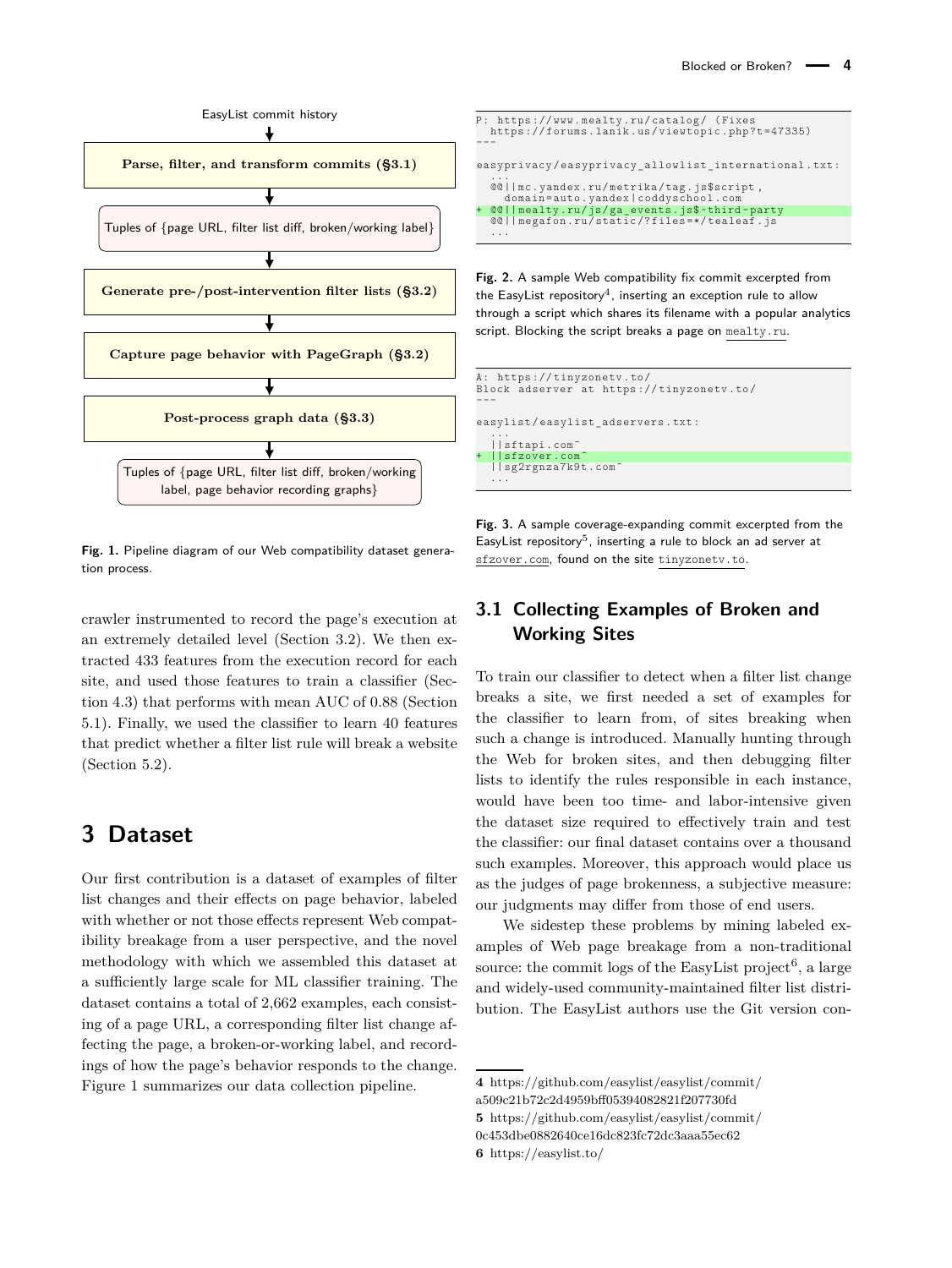EasyList commit history

**Parse, filter, and transform commits (§3.1)**

Tuples of {page URL, filter list diff, broken/working label}

**Generate pre-/post-intervention filter lists (§3.2)**

**Capture page behavior with PageGraph (§3.2)**

**Post-process graph data (§3.3)**

Tuples of {page URL, filter list diff, broken/working label, page behavior recording graphs}

**Fig. 1.** Pipeline diagram of our Web compatibility dataset generation process.

crawler instrumented to record the page's execution at an extremely detailed level (Section 3.2). We then extracted 433 features from the execution record for each site, and used those features to train a classifier (Section 4.3) that performs with mean AUC of 0.88 (Section 5.1). Finally, we used the classifier to learn 40 features that predict whether a filter list rule will break a website (Section 5.2).

# 3 Dataset

Our first contribution is a dataset of examples of filter list changes and their effects on page behavior, labeled with whether or not those effects represent Web compatibility breakage from a user perspective, and the novel methodology with which we assembled this dataset at a sufficiently large scale for ML classifier training. The dataset contains a total of 2,662 examples, each consisting of a page URL, a corresponding filter list change affecting the page, a broken-or-working label, and recordings of how the page's behavior responds to the change. Figure 1 summarizes our data collection pipeline.

```
P: https://www.mealty.ru/catalog/ (Fixes
  https://forums.lanik.us/viewtopic.php?t=47335)
---

easyprivacy/easyprivacy_allowlist_international.txt:
  ...
  @@||mc.yandex.ru/metrika/tag.js$script,
    domain=auto.yandex|coddyschool.com
+ @@||mealty.ru/js/ga_events.js$~third-party
  @@||megafon.ru/static/?files=*/tealeaf.js
  ...
```

**Fig. 2.** A sample Web compatibility fix commit excerpted from the EasyList repository[4], inserting an exception rule to allow through a script which shares its filename with a popular analytics script. Blocking the script breaks a page on mealty.ru.

```
A: https://tinyzonetv.to/
Block adserver at https://tinyzonetv.to/
---

easylist/easylist_adservers.txt:
  ...
  ||sftapi.com^
+ ||sfzover.com^
  ||sg2rgnza7k9t.com^
  ...
```

**Fig. 3.** A sample coverage-expanding commit excerpted from the EasyList repository[5], inserting a rule to block an ad server at sfzover.com, found on the site tinyzonetv.to.

## 3.1 Collecting Examples of Broken and Working Sites

To train our classifier to detect when a filter list change breaks a site, we first needed a set of examples for the classifier to learn from, of sites breaking when such a change is introduced. Manually hunting through the Web for broken sites, and then debugging filter lists to identify the rules responsible in each instance, would have been too time- and labor-intensive given the dataset size required to effectively train and test the classifier: our final dataset contains over a thousand such examples. Moreover, this approach would place us as the judges of page brokenness, a subjective measure: our judgments may differ from those of end users.

We sidestep these problems by mining labeled examples of Web page breakage from a non-traditional source: the commit logs of the EasyList project[6], a large and widely-used community-maintained filter list distribution. The EasyList authors use the Git version con-

4 https://github.com/easylist/easylist/commit/a509c21b72c2d4959bff05394082821f207730fd

5 https://github.com/easylist/easylist/commit/0c453dbe0882640ce16dc823fc72dc3aaa55ec62

6 https://easylist.to/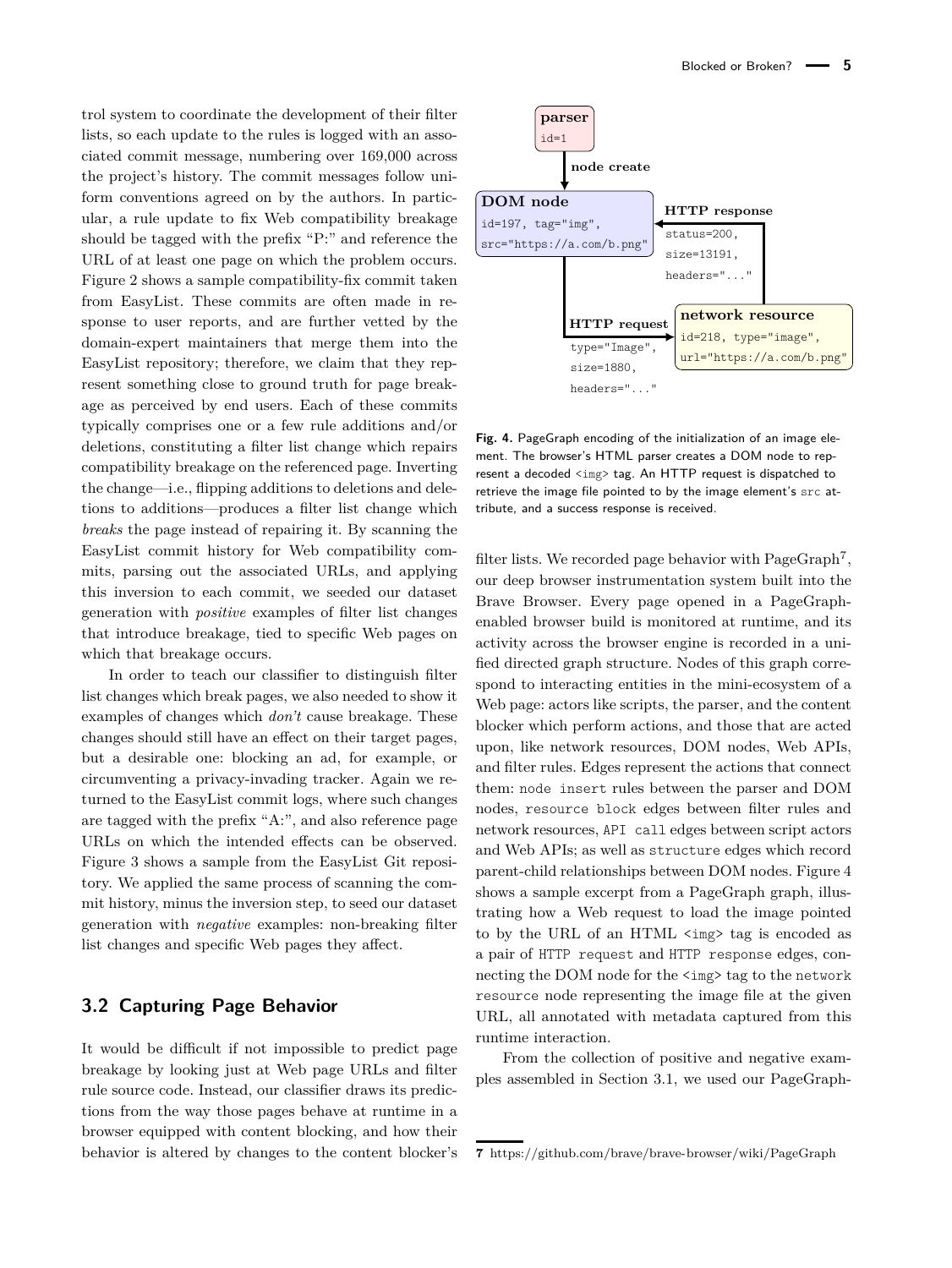trol system to coordinate the development of their filter lists, so each update to the rules is logged with an associated commit message, numbering over 169,000 across the project's history. The commit messages follow uniform conventions agreed on by the authors. In particular, a rule update to fix Web compatibility breakage should be tagged with the prefix "P:" and reference the URL of at least one page on which the problem occurs. Figure 2 shows a sample compatibility-fix commit taken from EasyList. These commits are often made in response to user reports, and are further vetted by the domain-expert maintainers that merge them into the EasyList repository; therefore, we claim that they represent something close to ground truth for page breakage as perceived by end users. Each of these commits typically comprises one or a few rule additions and/or deletions, constituting a filter list change which repairs compatibility breakage on the referenced page. Inverting the change—i.e., flipping additions to deletions and deletions to additions—produces a filter list change which *breaks* the page instead of repairing it. By scanning the EasyList commit history for Web compatibility commits, parsing out the associated URLs, and applying this inversion to each commit, we seeded our dataset generation with *positive* examples of filter list changes that introduce breakage, tied to specific Web pages on which that breakage occurs.

In order to teach our classifier to distinguish filter list changes which break pages, we also needed to show it examples of changes which *don't* cause breakage. These changes should still have an effect on their target pages, but a desirable one: blocking an ad, for example, or circumventing a privacy-invading tracker. Again we returned to the EasyList commit logs, where such changes are tagged with the prefix "A:", and also reference page URLs on which the intended effects can be observed. Figure 3 shows a sample from the EasyList Git repository. We applied the same process of scanning the commit history, minus the inversion step, to seed our dataset generation with *negative* examples: non-breaking filter list changes and specific Web pages they affect.

## 3.2 Capturing Page Behavior

It would be difficult if not impossible to predict page breakage by looking just at Web page URLs and filter rule source code. Instead, our classifier draws its predictions from the way those pages behave at runtime in a browser equipped with content blocking, and how their behavior is altered by changes to the content blocker's filter lists. We recorded page behavior with PageGraph[7], our deep browser instrumentation system built into the Brave Browser. Every page opened in a PageGraph-enabled browser build is monitored at runtime, and its activity across the browser engine is recorded in a unified directed graph structure. Nodes of this graph correspond to interacting entities in the mini-ecosystem of a Web page: actors like scripts, the parser, and the content blocker which perform actions, and those that are acted upon, like network resources, DOM nodes, Web APIs, and filter rules. Edges represent the actions that connect them: `node insert` rules between the parser and DOM nodes, `resource block` edges between filter rules and network resources, `API call` edges between script actors and Web APIs; as well as `structure` edges which record parent-child relationships between DOM nodes. Figure 4 shows a sample excerpt from a PageGraph graph, illustrating how a Web request to load the image pointed to by the URL of an HTML `<img>` tag is encoded as a pair of `HTTP request` and `HTTP response` edges, connecting the DOM node for the `<img>` tag to the `network resource` node representing the image file at the given URL, all annotated with metadata captured from this runtime interaction.

**parser** id=1 → (node create) → **DOM node** id=197, tag="img", src="https://a.com/b.png" → (HTTP request: type="Image", size=1880, headers="...") → **network resource** id=218, type="image", url="https://a.com/b.png" → (HTTP response: status=200, size=13191, headers="...") → **DOM node**

**Fig. 4.** PageGraph encoding of the initialization of an image element. The browser's HTML parser creates a DOM node to represent a decoded `<img>` tag. An HTTP request is dispatched to retrieve the image file pointed to by the image element's `src` attribute, and a success response is received.

From the collection of positive and negative examples assembled in Section 3.1, we used our PageGraph-

7 https://github.com/brave/brave-browser/wiki/PageGraph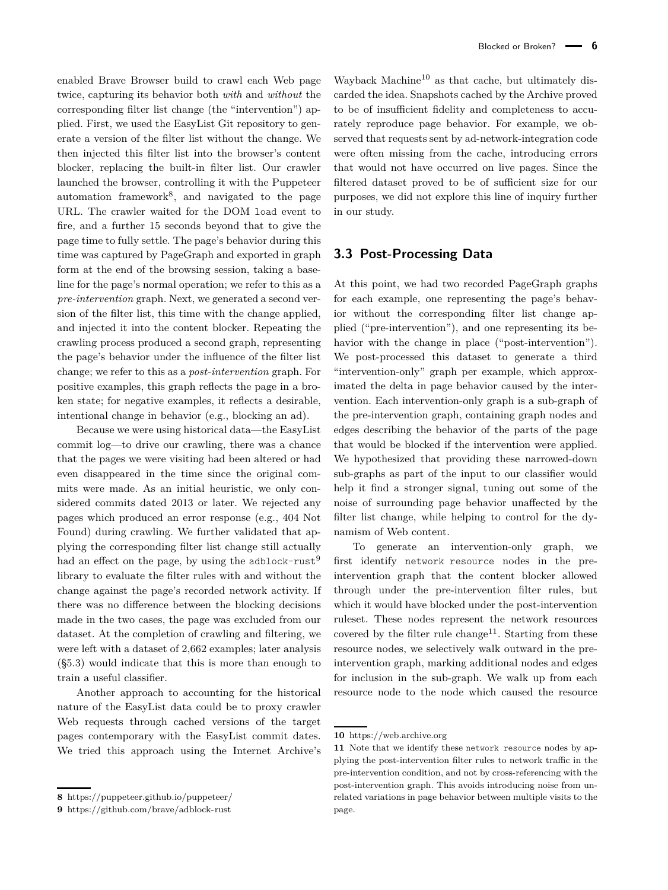enabled Brave Browser build to crawl each Web page twice, capturing its behavior both *with* and *without* the corresponding filter list change (the "intervention") applied. First, we used the EasyList Git repository to generate a version of the filter list without the change. We then injected this filter list into the browser's content blocker, replacing the built-in filter list. Our crawler launched the browser, controlling it with the Puppeteer automation framework[8], and navigated to the page URL. The crawler waited for the DOM `load` event to fire, and a further 15 seconds beyond that to give the page time to fully settle. The page's behavior during this time was captured by PageGraph and exported in graph form at the end of the browsing session, taking a baseline for the page's normal operation; we refer to this as a *pre-intervention* graph. Next, we generated a second version of the filter list, this time with the change applied, and injected it into the content blocker. Repeating the crawling process produced a second graph, representing the page's behavior under the influence of the filter list change; we refer to this as a *post-intervention* graph. For positive examples, this graph reflects the page in a broken state; for negative examples, it reflects a desirable, intentional change in behavior (e.g., blocking an ad).

Because we were using historical data—the EasyList commit log—to drive our crawling, there was a chance that the pages we were visiting had been altered or had even disappeared in the time since the original commits were made. As an initial heuristic, we only considered commits dated 2013 or later. We rejected any pages which produced an error response (e.g., 404 Not Found) during crawling. We further validated that applying the corresponding filter list change still actually had an effect on the page, by using the `adblock-rust`[9] library to evaluate the filter rules with and without the change against the page's recorded network activity. If there was no difference between the blocking decisions made in the two cases, the page was excluded from our dataset. At the completion of crawling and filtering, we were left with a dataset of 2,662 examples; later analysis (§5.3) would indicate that this is more than enough to train a useful classifier.

Another approach to accounting for the historical nature of the EasyList data could be to proxy crawler Web requests through cached versions of the target pages contemporary with the EasyList commit dates. We tried this approach using the Internet Archive's Wayback Machine[10] as that cache, but ultimately discarded the idea. Snapshots cached by the Archive proved to be of insufficient fidelity and completeness to accurately reproduce page behavior. For example, we observed that requests sent by ad-network-integration code were often missing from the cache, introducing errors that would not have occurred on live pages. Since the filtered dataset proved to be of sufficient size for our purposes, we did not explore this line of inquiry further in our study.

## 3.3 Post-Processing Data

At this point, we had two recorded PageGraph graphs for each example, one representing the page's behavior without the corresponding filter list change applied ("pre-intervention"), and one representing its behavior with the change in place ("post-intervention"). We post-processed this dataset to generate a third "intervention-only" graph per example, which approximated the delta in page behavior caused by the intervention. Each intervention-only graph is a sub-graph of the pre-intervention graph, containing graph nodes and edges describing the behavior of the parts of the page that would be blocked if the intervention were applied. We hypothesized that providing these narrowed-down sub-graphs as part of the input to our classifier would help it find a stronger signal, tuning out some of the noise of surrounding page behavior unaffected by the filter list change, while helping to control for the dynamism of Web content.

To generate an intervention-only graph, we first identify `network resource` nodes in the pre-intervention graph that the content blocker allowed through under the pre-intervention filter rules, but which it would have blocked under the post-intervention ruleset. These nodes represent the network resources covered by the filter rule change[11]. Starting from these resource nodes, we selectively walk outward in the pre-intervention graph, marking additional nodes and edges for inclusion in the sub-graph. We walk up from each resource node to the node which caused the resource

8 https://puppeteer.github.io/puppeteer/

9 https://github.com/brave/adblock-rust

10 https://web.archive.org

11 Note that we identify these `network resource` nodes by applying the post-intervention filter rules to network traffic in the pre-intervention condition, and not by cross-referencing with the post-intervention graph. This avoids introducing noise from unrelated variations in page behavior between multiple visits to the page.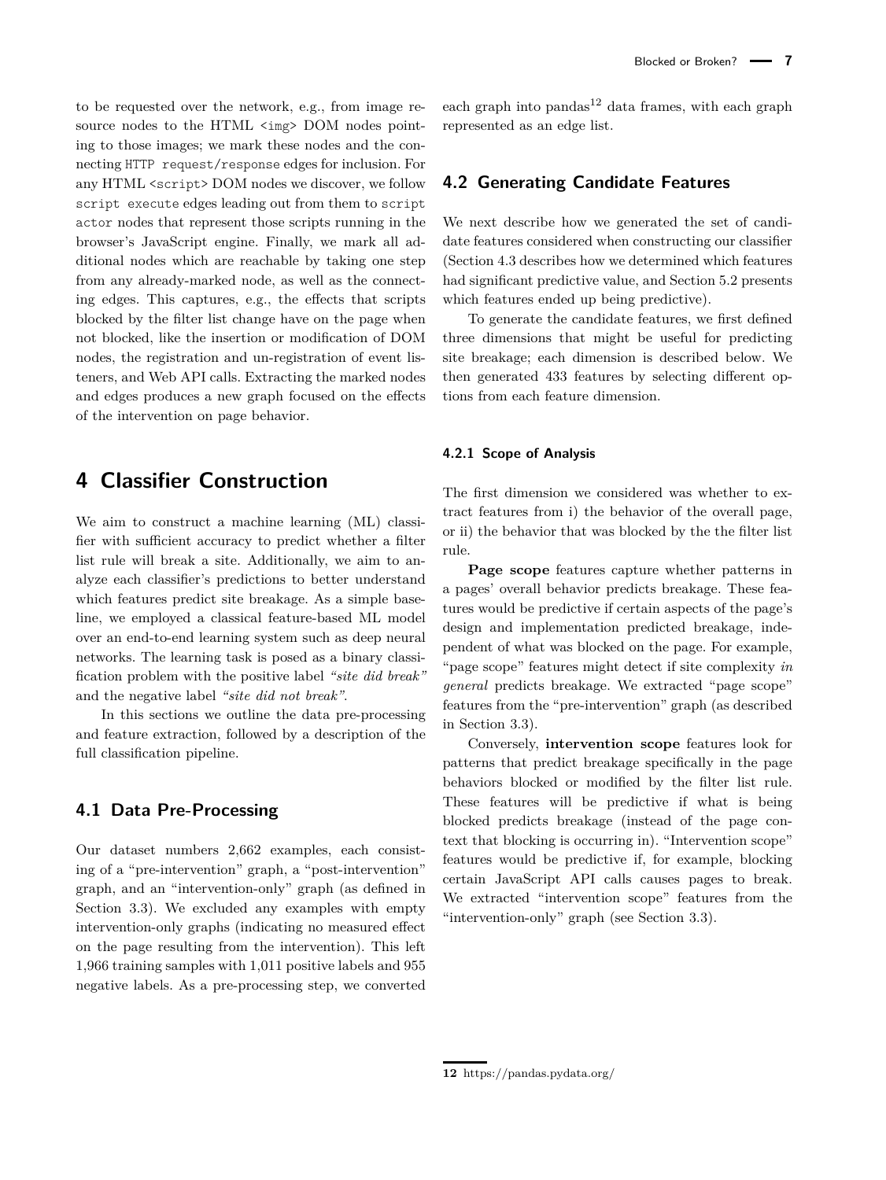to be requested over the network, e.g., from image resource nodes to the HTML `<img>` DOM nodes pointing to those images; we mark these nodes and the connecting `HTTP request/response` edges for inclusion. For any HTML `<script>` DOM nodes we discover, we follow `script execute` edges leading out from them to `script actor` nodes that represent those scripts running in the browser's JavaScript engine. Finally, we mark all additional nodes which are reachable by taking one step from any already-marked node, as well as the connecting edges. This captures, e.g., the effects that scripts blocked by the filter list change have on the page when not blocked, like the insertion or modification of DOM nodes, the registration and un-registration of event listeners, and Web API calls. Extracting the marked nodes and edges produces a new graph focused on the effects of the intervention on page behavior.

# 4 Classifier Construction

We aim to construct a machine learning (ML) classifier with sufficient accuracy to predict whether a filter list rule will break a site. Additionally, we aim to analyze each classifier's predictions to better understand which features predict site breakage. As a simple baseline, we employed a classical feature-based ML model over an end-to-end learning system such as deep neural networks. The learning task is posed as a binary classification problem with the positive label *"site did break"* and the negative label *"site did not break"*.

In this sections we outline the data pre-processing and feature extraction, followed by a description of the full classification pipeline.

## 4.1 Data Pre-Processing

Our dataset numbers 2,662 examples, each consisting of a "pre-intervention" graph, a "post-intervention" graph, and an "intervention-only" graph (as defined in Section 3.3). We excluded any examples with empty intervention-only graphs (indicating no measured effect on the page resulting from the intervention). This left 1,966 training samples with 1,011 positive labels and 955 negative labels. As a pre-processing step, we converted each graph into pandas[12] data frames, with each graph represented as an edge list.

## 4.2 Generating Candidate Features

We next describe how we generated the set of candidate features considered when constructing our classifier (Section 4.3 describes how we determined which features had significant predictive value, and Section 5.2 presents which features ended up being predictive).

To generate the candidate features, we first defined three dimensions that might be useful for predicting site breakage; each dimension is described below. We then generated 433 features by selecting different options from each feature dimension.

### 4.2.1 Scope of Analysis

The first dimension we considered was whether to extract features from i) the behavior of the overall page, or ii) the behavior that was blocked by the the filter list rule.

**Page scope** features capture whether patterns in a pages' overall behavior predicts breakage. These features would be predictive if certain aspects of the page's design and implementation predicted breakage, independent of what was blocked on the page. For example, "page scope" features might detect if site complexity *in general* predicts breakage. We extracted "page scope" features from the "pre-intervention" graph (as described in Section 3.3).

Conversely, **intervention scope** features look for patterns that predict breakage specifically in the page behaviors blocked or modified by the filter list rule. These features will be predictive if what is being blocked predicts breakage (instead of the page context that blocking is occurring in). "Intervention scope" features would be predictive if, for example, blocking certain JavaScript API calls causes pages to break. We extracted "intervention scope" features from the "intervention-only" graph (see Section 3.3).

[12] https://pandas.pydata.org/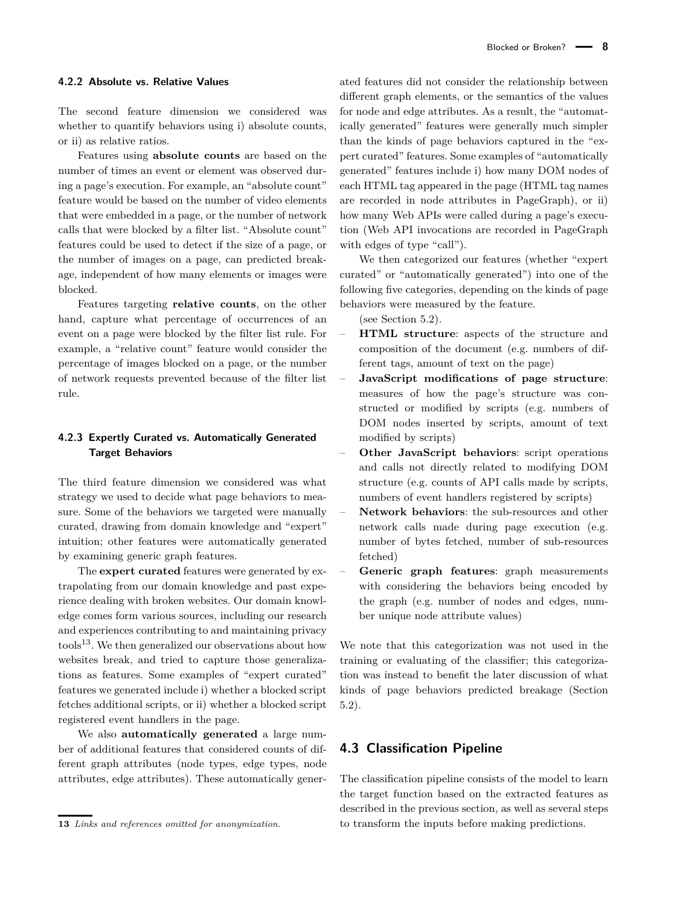#### 4.2.2 Absolute vs. Relative Values

The second feature dimension we considered was whether to quantify behaviors using i) absolute counts, or ii) as relative ratios.

Features using **absolute counts** are based on the number of times an event or element was observed during a page's execution. For example, an "absolute count" feature would be based on the number of video elements that were embedded in a page, or the number of network calls that were blocked by a filter list. "Absolute count" features could be used to detect if the size of a page, or the number of images on a page, can predicted breakage, independent of how many elements or images were blocked.

Features targeting **relative counts**, on the other hand, capture what percentage of occurrences of an event on a page were blocked by the filter list rule. For example, a "relative count" feature would consider the percentage of images blocked on a page, or the number of network requests prevented because of the filter list rule.

#### 4.2.3 Expertly Curated vs. Automatically Generated Target Behaviors

The third feature dimension we considered was what strategy we used to decide what page behaviors to measure. Some of the behaviors we targeted were manually curated, drawing from domain knowledge and "expert" intuition; other features were automatically generated by examining generic graph features.

The **expert curated** features were generated by extrapolating from our domain knowledge and past experience dealing with broken websites. Our domain knowledge comes form various sources, including our research and experiences contributing to and maintaining privacy tools[13]. We then generalized our observations about how websites break, and tried to capture those generalizations as features. Some examples of "expert curated" features we generated include i) whether a blocked script fetches additional scripts, or ii) whether a blocked script registered event handlers in the page.

We also **automatically generated** a large number of additional features that considered counts of different graph attributes (node types, edge types, node attributes, edge attributes). These automatically generated features did not consider the relationship between different graph elements, or the semantics of the values for node and edge attributes. As a result, the "automatically generated" features were generally much simpler than the kinds of page behaviors captured in the "expert curated" features. Some examples of "automatically generated" features include i) how many DOM nodes of each HTML tag appeared in the page (HTML tag names are recorded in node attributes in PageGraph), or ii) how many Web APIs were called during a page's execution (Web API invocations are recorded in PageGraph with edges of type "call").

We then categorized our features (whether "expert curated" or "automatically generated") into one of the following five categories, depending on the kinds of page behaviors were measured by the feature.

(see Section 5.2).

- **HTML structure**: aspects of the structure and composition of the document (e.g. numbers of different tags, amount of text on the page)
- **JavaScript modifications of page structure**: measures of how the page's structure was constructed or modified by scripts (e.g. numbers of DOM nodes inserted by scripts, amount of text modified by scripts)
- **Other JavaScript behaviors**: script operations and calls not directly related to modifying DOM structure (e.g. counts of API calls made by scripts, numbers of event handlers registered by scripts)
- **Network behaviors**: the sub-resources and other network calls made during page execution (e.g. number of bytes fetched, number of sub-resources fetched)
- **Generic graph features**: graph measurements with considering the behaviors being encoded by the graph (e.g. number of nodes and edges, number unique node attribute values)

We note that this categorization was not used in the training or evaluating of the classifier; this categorization was instead to benefit the later discussion of what kinds of page behaviors predicted breakage (Section 5.2).

### 4.3 Classification Pipeline

The classification pipeline consists of the model to learn the target function based on the extracted features as described in the previous section, as well as several steps to transform the inputs before making predictions.

[13] *Links and references omitted for anonymization.*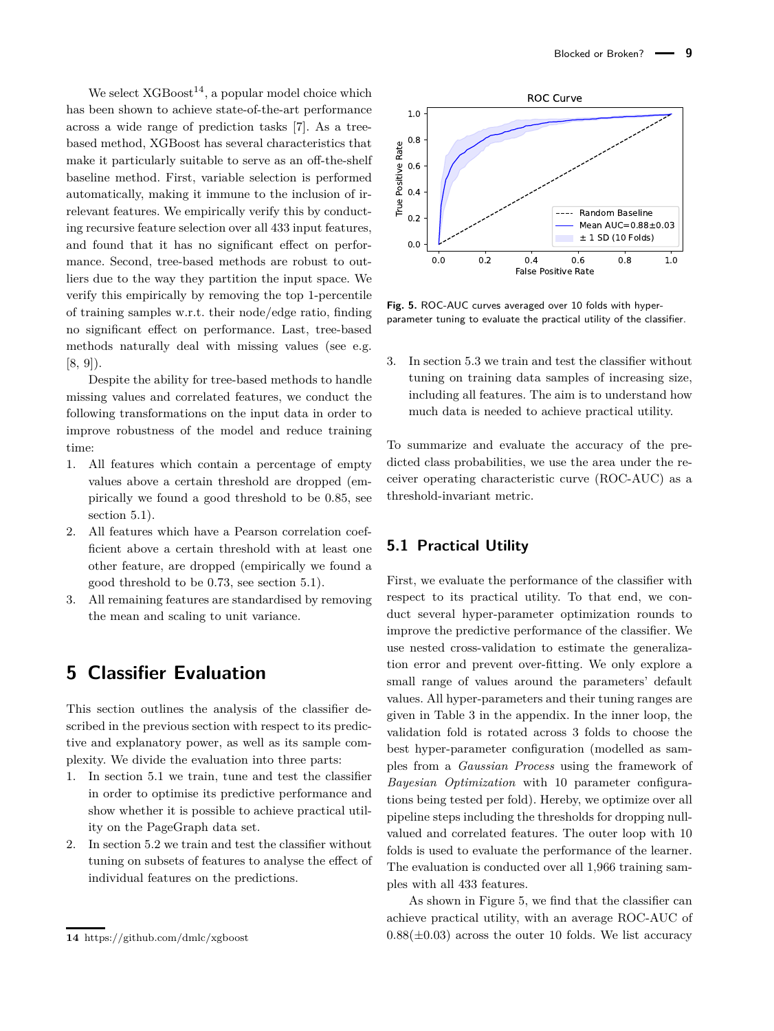We select XGBoost[14], a popular model choice which has been shown to achieve state-of-the-art performance across a wide range of prediction tasks [7]. As a tree-based method, XGBoost has several characteristics that make it particularly suitable to serve as an off-the-shelf baseline method. First, variable selection is performed automatically, making it immune to the inclusion of irrelevant features. We empirically verify this by conducting recursive feature selection over all 433 input features, and found that it has no significant effect on performance. Second, tree-based methods are robust to outliers due to the way they partition the input space. We verify this empirically by removing the top 1-percentile of training samples w.r.t. their node/edge ratio, finding no significant effect on performance. Last, tree-based methods naturally deal with missing values (see e.g. [8, 9]).

Despite the ability for tree-based methods to handle missing values and correlated features, we conduct the following transformations on the input data in order to improve robustness of the model and reduce training time:

1. All features which contain a percentage of empty values above a certain threshold are dropped (empirically we found a good threshold to be 0.85, see section 5.1).
2. All features which have a Pearson correlation coefficient above a certain threshold with at least one other feature, are dropped (empirically we found a good threshold to be 0.73, see section 5.1).
3. All remaining features are standardised by removing the mean and scaling to unit variance.

# 5 Classifier Evaluation

This section outlines the analysis of the classifier described in the previous section with respect to its predictive and explanatory power, as well as its sample complexity. We divide the evaluation into three parts:

1. In section 5.1 we train, tune and test the classifier in order to optimise its predictive performance and show whether it is possible to achieve practical utility on the PageGraph data set.
2. In section 5.2 we train and test the classifier without tuning on subsets of features to analyse the effect of individual features on the predictions.
3. In section 5.3 we train and test the classifier without tuning on training data samples of increasing size, including all features. The aim is to understand how much data is needed to achieve practical utility.

Fig. 5. ROC-AUC curves averaged over 10 folds with hyper-parameter tuning to evaluate the practical utility of the classifier.

To summarize and evaluate the accuracy of the predicted class probabilities, we use the area under the receiver operating characteristic curve (ROC-AUC) as a threshold-invariant metric.

## 5.1 Practical Utility

First, we evaluate the performance of the classifier with respect to its practical utility. To that end, we conduct several hyper-parameter optimization rounds to improve the predictive performance of the classifier. We use nested cross-validation to estimate the generalization error and prevent over-fitting. We only explore a small range of values around the parameters' default values. All hyper-parameters and their tuning ranges are given in Table 3 in the appendix. In the inner loop, the validation fold is rotated across 3 folds to choose the best hyper-parameter configuration (modelled as samples from a *Gaussian Process* using the framework of *Bayesian Optimization* with 10 parameter configurations being tested per fold). Hereby, we optimize over all pipeline steps including the thresholds for dropping null-valued and correlated features. The outer loop with 10 folds is used to evaluate the performance of the learner. The evaluation is conducted over all 1,966 training samples with all 433 features.

As shown in Figure 5, we find that the classifier can achieve practical utility, with an average ROC-AUC of $0.88(\pm 0.03)$ across the outer 10 folds. We list accuracy

[14] https://github.com/dmlc/xgboost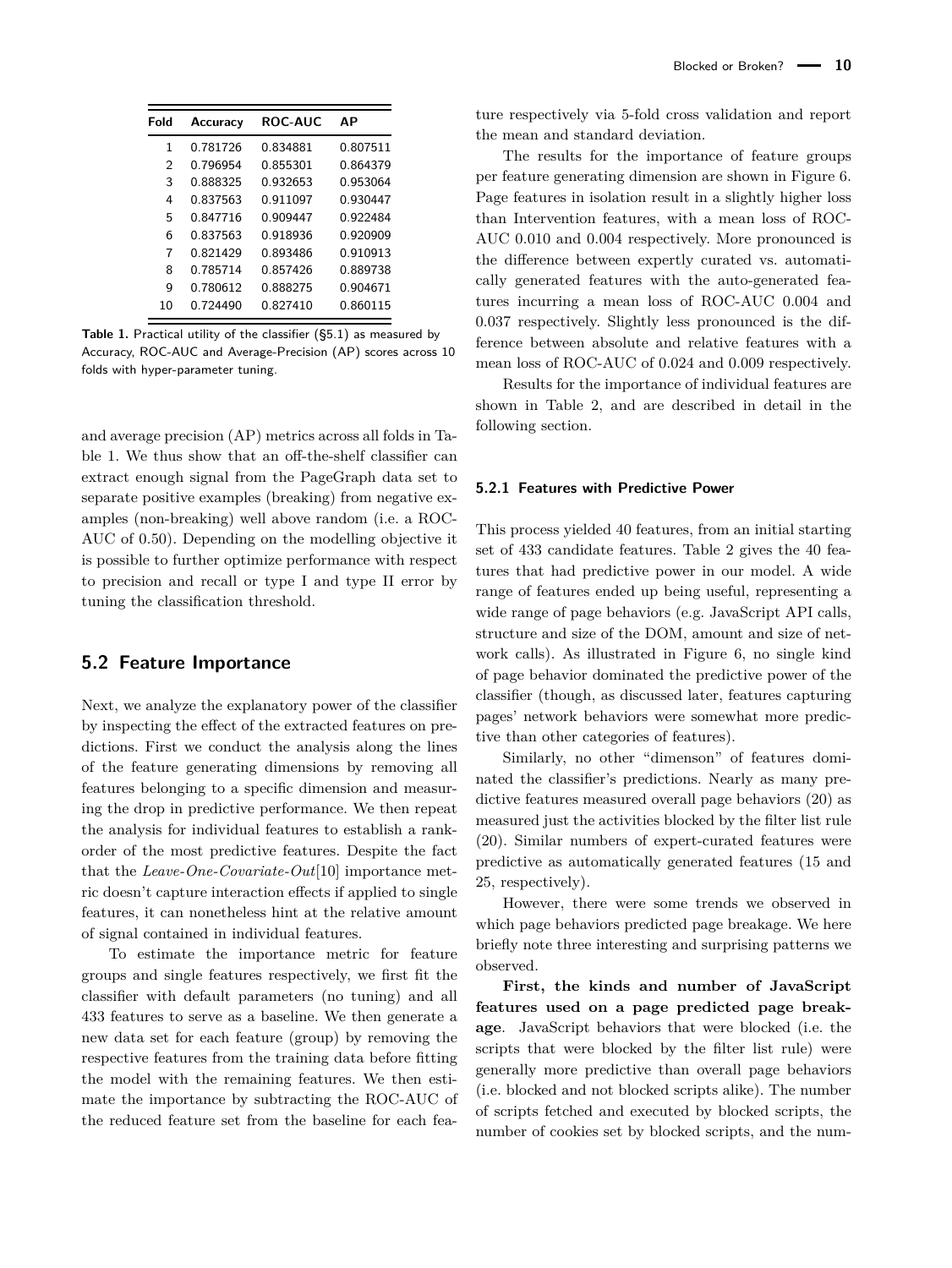| Fold | Accuracy | ROC-AUC | AP |
|---|---|---|---|
| 1 | 0.781726 | 0.834881 | 0.807511 |
| 2 | 0.796954 | 0.855301 | 0.864379 |
| 3 | 0.888325 | 0.932653 | 0.953064 |
| 4 | 0.837563 | 0.911097 | 0.930447 |
| 5 | 0.847716 | 0.909447 | 0.922484 |
| 6 | 0.837563 | 0.918936 | 0.920909 |
| 7 | 0.821429 | 0.893486 | 0.910913 |
| 8 | 0.785714 | 0.857426 | 0.889738 |
| 9 | 0.780612 | 0.888275 | 0.904671 |
| 10 | 0.724490 | 0.827410 | 0.860115 |

**Table 1.** Practical utility of the classifier (§5.1) as measured by Accuracy, ROC-AUC and Average-Precision (AP) scores across 10 folds with hyper-parameter tuning.

and average precision (AP) metrics across all folds in Table 1. We thus show that an off-the-shelf classifier can extract enough signal from the PageGraph data set to separate positive examples (breaking) from negative examples (non-breaking) well above random (i.e. a ROC-AUC of 0.50). Depending on the modelling objective it is possible to further optimize performance with respect to precision and recall or type I and type II error by tuning the classification threshold.

## 5.2 Feature Importance

Next, we analyze the explanatory power of the classifier by inspecting the effect of the extracted features on predictions. First we conduct the analysis along the lines of the feature generating dimensions by removing all features belonging to a specific dimension and measuring the drop in predictive performance. We then repeat the analysis for individual features to establish a rank-order of the most predictive features. Despite the fact that the *Leave-One-Covariate-Out*[10] importance metric doesn't capture interaction effects if applied to single features, it can nonetheless hint at the relative amount of signal contained in individual features.

To estimate the importance metric for feature groups and single features respectively, we first fit the classifier with default parameters (no tuning) and all 433 features to serve as a baseline. We then generate a new data set for each feature (group) by removing the respective features from the training data before fitting the model with the remaining features. We then estimate the importance by subtracting the ROC-AUC of the reduced feature set from the baseline for each feature respectively via 5-fold cross validation and report the mean and standard deviation.

The results for the importance of feature groups per feature generating dimension are shown in Figure 6. Page features in isolation result in a slightly higher loss than Intervention features, with a mean loss of ROC-AUC 0.010 and 0.004 respectively. More pronounced is the difference between expertly curated vs. automatically generated features with the auto-generated features incurring a mean loss of ROC-AUC 0.004 and 0.037 respectively. Slightly less pronounced is the difference between absolute and relative features with a mean loss of ROC-AUC of 0.024 and 0.009 respectively.

Results for the importance of individual features are shown in Table 2, and are described in detail in the following section.

### 5.2.1 Features with Predictive Power

This process yielded 40 features, from an initial starting set of 433 candidate features. Table 2 gives the 40 features that had predictive power in our model. A wide range of features ended up being useful, representing a wide range of page behaviors (e.g. JavaScript API calls, structure and size of the DOM, amount and size of network calls). As illustrated in Figure 6, no single kind of page behavior dominated the predictive power of the classifier (though, as discussed later, features capturing pages' network behaviors were somewhat more predictive than other categories of features).

Similarly, no other "dimenson" of features dominated the classifier's predictions. Nearly as many predictive features measured overall page behaviors (20) as measured just the activities blocked by the filter list rule (20). Similar numbers of expert-curated features were predictive as automatically generated features (15 and 25, respectively).

However, there were some trends we observed in which page behaviors predicted page breakage. We here briefly note three interesting and surprising patterns we observed.

**First, the kinds and number of JavaScript features used on a page predicted page breakage**. JavaScript behaviors that were blocked (i.e. the scripts that were blocked by the filter list rule) were generally more predictive than overall page behaviors (i.e. blocked and not blocked scripts alike). The number of scripts fetched and executed by blocked scripts, the number of cookies set by blocked scripts, and the num-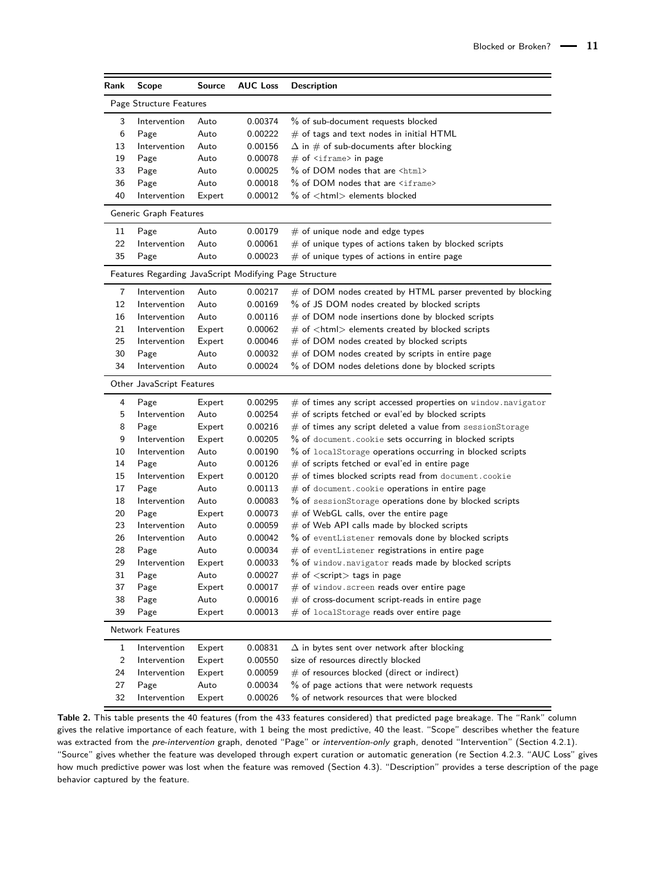| Rank | Scope | Source | AUC Loss | Description |
|---|---|---|---|---|
| Page Structure Features | | | | |
| 3 | Intervention | Auto | 0.00374 | % of sub-document requests blocked |
| 6 | Page | Auto | 0.00222 | # of tags and text nodes in initial HTML |
| 13 | Intervention | Auto | 0.00156 | $\Delta$ in # of sub-documents after blocking |
| 19 | Page | Auto | 0.00078 | # of `<iframe>` in page |
| 33 | Page | Auto | 0.00025 | % of DOM nodes that are `<html>` |
| 36 | Page | Auto | 0.00018 | % of DOM nodes that are `<iframe>` |
| 40 | Intervention | Expert | 0.00012 | % of <html> elements blocked |
| Generic Graph Features | | | | |
| 11 | Page | Auto | 0.00179 | # of unique node and edge types |
| 22 | Intervention | Auto | 0.00061 | # of unique types of actions taken by blocked scripts |
| 35 | Page | Auto | 0.00023 | # of unique types of actions in entire page |
| Features Regarding JavaScript Modifying Page Structure | | | | |
| 7 | Intervention | Auto | 0.00217 | # of DOM nodes created by HTML parser prevented by blocking |
| 12 | Intervention | Auto | 0.00169 | % of JS DOM nodes created by blocked scripts |
| 16 | Intervention | Auto | 0.00116 | # of DOM node insertions done by blocked scripts |
| 21 | Intervention | Expert | 0.00062 | # of <html> elements created by blocked scripts |
| 25 | Intervention | Expert | 0.00046 | # of DOM nodes created by blocked scripts |
| 30 | Page | Auto | 0.00032 | # of DOM nodes created by scripts in entire page |
| 34 | Intervention | Auto | 0.00024 | % of DOM nodes deletions done by blocked scripts |
| Other JavaScript Features | | | | |
| 4 | Page | Expert | 0.00295 | # of times any script accessed properties on `window.navigator` |
| 5 | Intervention | Auto | 0.00254 | # of scripts fetched or eval'ed by blocked scripts |
| 8 | Page | Expert | 0.00216 | # of times any script deleted a value from `sessionStorage` |
| 9 | Intervention | Expert | 0.00205 | % of `document.cookie` sets occurring in blocked scripts |
| 10 | Intervention | Auto | 0.00190 | % of `localStorage` operations occurring in blocked scripts |
| 14 | Page | Auto | 0.00126 | # of scripts fetched or eval'ed in entire page |
| 15 | Intervention | Expert | 0.00120 | # of times blocked scripts read from `document.cookie` |
| 17 | Page | Auto | 0.00113 | # of `document.cookie` operations in entire page |
| 18 | Intervention | Auto | 0.00083 | % of `sessionStorage` operations done by blocked scripts |
| 20 | Page | Expert | 0.00073 | # of WebGL calls, over the entire page |
| 23 | Intervention | Auto | 0.00059 | # of Web API calls made by blocked scripts |
| 26 | Intervention | Auto | 0.00042 | % of `eventListener` removals done by blocked scripts |
| 28 | Page | Auto | 0.00034 | # of `eventListener` registrations in entire page |
| 29 | Intervention | Expert | 0.00033 | % of `window.navigator` reads made by blocked scripts |
| 31 | Page | Auto | 0.00027 | # of <script> tags in page |
| 37 | Page | Expert | 0.00017 | # of `window.screen` reads over entire page |
| 38 | Page | Auto | 0.00016 | # of cross-document script-reads in entire page |
| 39 | Page | Expert | 0.00013 | # of `localStorage` reads over entire page |
| Network Features | | | | |
| 1 | Intervention | Expert | 0.00831 | $\Delta$ in bytes sent over network after blocking |
| 2 | Intervention | Expert | 0.00550 | size of resources directly blocked |
| 24 | Intervention | Expert | 0.00059 | # of resources blocked (direct or indirect) |
| 27 | Page | Auto | 0.00034 | % of page actions that were network requests |
| 32 | Intervention | Expert | 0.00026 | % of network resources that were blocked |

**Table 2.** This table presents the 40 features (from the 433 features considered) that predicted page breakage. The "Rank" column gives the relative importance of each feature, with 1 being the most predictive, 40 the least. "Scope" describes whether the feature was extracted from the *pre-intervention* graph, denoted "Page" or *intervention-only* graph, denoted "Intervention" (Section 4.2.1). "Source" gives whether the feature was developed through expert curation or automatic generation (re Section 4.2.3. "AUC Loss" gives how much predictive power was lost when the feature was removed (Section 4.3). "Description" provides a terse description of the page behavior captured by the feature.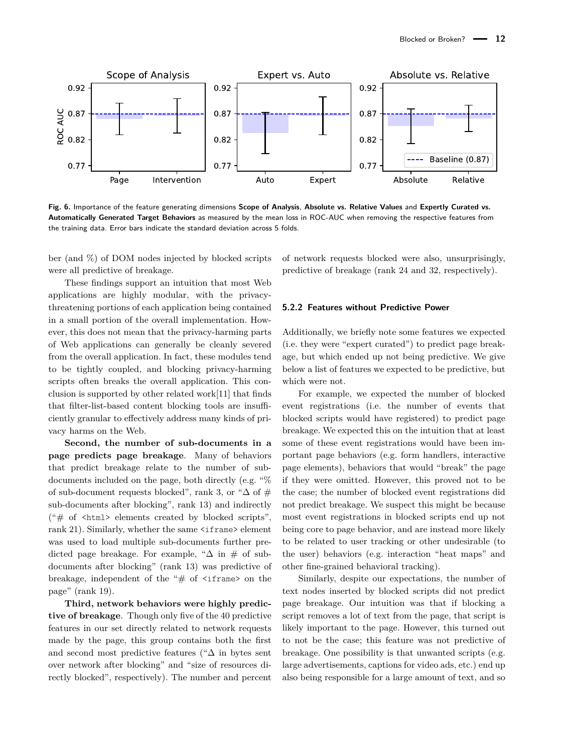**Fig. 6.** Importance of the feature generating dimensions **Scope of Analysis**, **Absolute vs. Relative Values** and **Expertly Curated vs. Automatically Generated Target Behaviors** as measured by the mean loss in ROC-AUC when removing the respective features from the training data. Error bars indicate the standard deviation across 5 folds.

ber (and %) of DOM nodes injected by blocked scripts were all predictive of breakage.

These findings support an intuition that most Web applications are highly modular, with the privacy-threatening portions of each application being contained in a small portion of the overall implementation. However, this does not mean that the privacy-harming parts of Web applications can generally be cleanly severed from the overall application. In fact, these modules tend to be tightly coupled, and blocking privacy-harming scripts often breaks the overall application. This conclusion is supported by other related work[11] that finds that filter-list-based content blocking tools are insufficiently granular to effectively address many kinds of privacy harms on the Web.

**Second, the number of sub-documents in a page predicts page breakage**. Many of behaviors that predict breakage relate to the number of sub-documents included on the page, both directly (e.g. "% of sub-document requests blocked", rank 3, or "Δ of # sub-documents after blocking", rank 13) and indirectly ("# of `<html>` elements created by blocked scripts", rank 21). Similarly, whether the same `<iframe>` element was used to load multiple sub-documents further predicted page breakage. For example, "Δ in # of sub-documents after blocking" (rank 13) was predictive of breakage, independent of the "# of `<iframe>` on the page" (rank 19).

**Third, network behaviors were highly predictive of breakage**. Though only five of the 40 predictive features in our set directly related to network requests made by the page, this group contains both the first and second most predictive features ("Δ in bytes sent over network after blocking" and "size of resources directly blocked", respectively). The number and percent of network requests blocked were also, unsurprisingly, predictive of breakage (rank 24 and 32, respectively).

#### 5.2.2 Features without Predictive Power

Additionally, we briefly note some features we expected (i.e. they were "expert curated") to predict page breakage, but which ended up not being predictive. We give below a list of features we expected to be predictive, but which were not.

For example, we expected the number of blocked event registrations (i.e. the number of events that blocked scripts would have registered) to predict page breakage. We expected this on the intuition that at least some of these event registrations would have been important page behaviors (e.g. form handlers, interactive page elements), behaviors that would "break" the page if they were omitted. However, this proved not to be the case; the number of blocked event registrations did not predict breakage. We suspect this might be because most event registrations in blocked scripts end up not being core to page behavior, and are instead more likely to be related to user tracking or other undesirable (to the user) behaviors (e.g. interaction "heat maps" and other fine-grained behavioral tracking).

Similarly, despite our expectations, the number of text nodes inserted by blocked scripts did not predict page breakage. Our intuition was that if blocking a script removes a lot of text from the page, that script is likely important to the page. However, this turned out to not be the case; this feature was not predictive of breakage. One possibility is that unwanted scripts (e.g. large advertisements, captions for video ads, etc.) end up also being responsible for a large amount of text, and so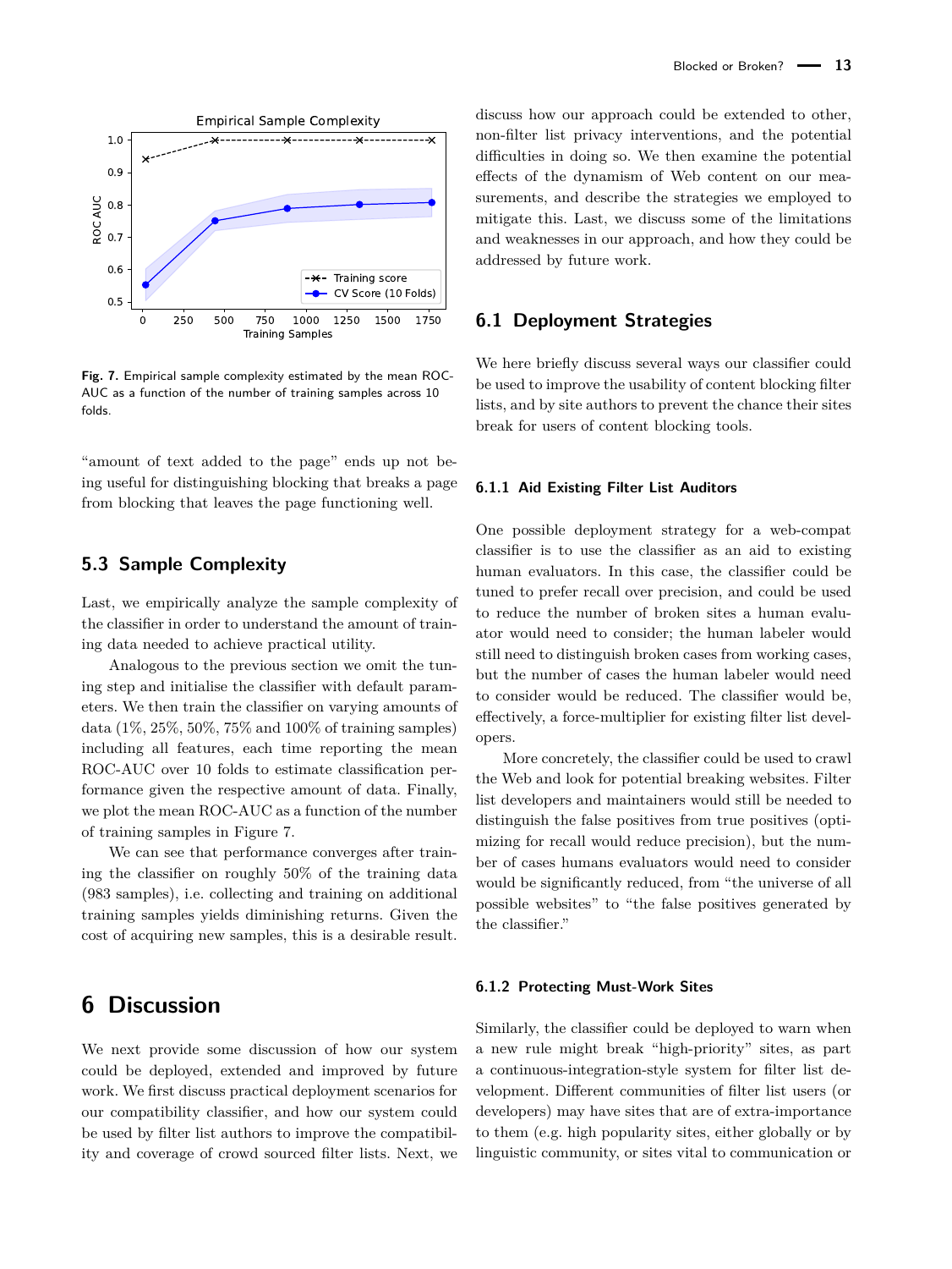Fig. 7. Empirical sample complexity estimated by the mean ROC-AUC as a function of the number of training samples across 10 folds.

"amount of text added to the page" ends up not being useful for distinguishing blocking that breaks a page from blocking that leaves the page functioning well.

## 5.3 Sample Complexity

Last, we empirically analyze the sample complexity of the classifier in order to understand the amount of training data needed to achieve practical utility.

Analogous to the previous section we omit the tuning step and initialise the classifier with default parameters. We then train the classifier on varying amounts of data (1%, 25%, 50%, 75% and 100% of training samples) including all features, each time reporting the mean ROC-AUC over 10 folds to estimate classification performance given the respective amount of data. Finally, we plot the mean ROC-AUC as a function of the number of training samples in Figure 7.

We can see that performance converges after training the classifier on roughly 50% of the training data (983 samples), i.e. collecting and training on additional training samples yields diminishing returns. Given the cost of acquiring new samples, this is a desirable result.

# 6 Discussion

We next provide some discussion of how our system could be deployed, extended and improved by future work. We first discuss practical deployment scenarios for our compatibility classifier, and how our system could be used by filter list authors to improve the compatibility and coverage of crowd sourced filter lists. Next, we discuss how our approach could be extended to other, non-filter list privacy interventions, and the potential difficulties in doing so. We then examine the potential effects of the dynamism of Web content on our measurements, and describe the strategies we employed to mitigate this. Last, we discuss some of the limitations and weaknesses in our approach, and how they could be addressed by future work.

## 6.1 Deployment Strategies

We here briefly discuss several ways our classifier could be used to improve the usability of content blocking filter lists, and by site authors to prevent the chance their sites break for users of content blocking tools.

### 6.1.1 Aid Existing Filter List Auditors

One possible deployment strategy for a web-compat classifier is to use the classifier as an aid to existing human evaluators. In this case, the classifier could be tuned to prefer recall over precision, and could be used to reduce the number of broken sites a human evaluator would need to consider; the human labeler would still need to distinguish broken cases from working cases, but the number of cases the human labeler would need to consider would be reduced. The classifier would be, effectively, a force-multiplier for existing filter list developers.

More concretely, the classifier could be used to crawl the Web and look for potential breaking websites. Filter list developers and maintainers would still be needed to distinguish the false positives from true positives (optimizing for recall would reduce precision), but the number of cases humans evaluators would need to consider would be significantly reduced, from "the universe of all possible websites" to "the false positives generated by the classifier."

### 6.1.2 Protecting Must-Work Sites

Similarly, the classifier could be deployed to warn when a new rule might break "high-priority" sites, as part a continuous-integration-style system for filter list development. Different communities of filter list users (or developers) may have sites that are of extra-importance to them (e.g. high popularity sites, either globally or by linguistic community, or sites vital to communication or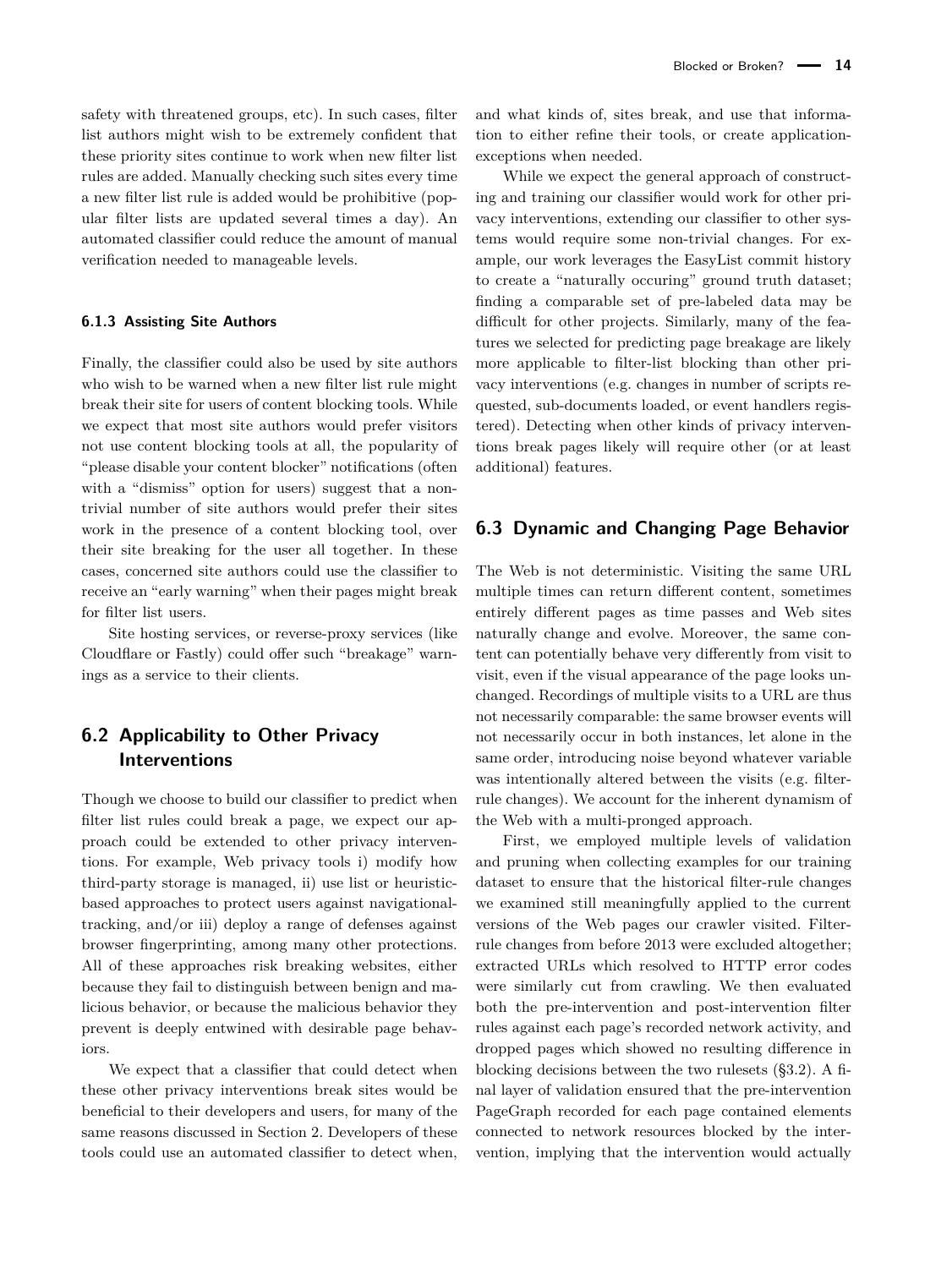safety with threatened groups, etc). In such cases, filter list authors might wish to be extremely confident that these priority sites continue to work when new filter list rules are added. Manually checking such sites every time a new filter list rule is added would be prohibitive (popular filter lists are updated several times a day). An automated classifier could reduce the amount of manual verification needed to manageable levels.

#### 6.1.3 Assisting Site Authors

Finally, the classifier could also be used by site authors who wish to be warned when a new filter list rule might break their site for users of content blocking tools. While we expect that most site authors would prefer visitors not use content blocking tools at all, the popularity of "please disable your content blocker" notifications (often with a "dismiss" option for users) suggest that a non-trivial number of site authors would prefer their sites work in the presence of a content blocking tool, over their site breaking for the user all together. In these cases, concerned site authors could use the classifier to receive an "early warning" when their pages might break for filter list users.

Site hosting services, or reverse-proxy services (like Cloudflare or Fastly) could offer such "breakage" warnings as a service to their clients.

## 6.2 Applicability to Other Privacy Interventions

Though we choose to build our classifier to predict when filter list rules could break a page, we expect our approach could be extended to other privacy interventions. For example, Web privacy tools i) modify how third-party storage is managed, ii) use list or heuristic-based approaches to protect users against navigational-tracking, and/or iii) deploy a range of defenses against browser fingerprinting, among many other protections. All of these approaches risk breaking websites, either because they fail to distinguish between benign and malicious behavior, or because the malicious behavior they prevent is deeply entwined with desirable page behaviors.

We expect that a classifier that could detect when these other privacy interventions break sites would be beneficial to their developers and users, for many of the same reasons discussed in Section 2. Developers of these tools could use an automated classifier to detect when, and what kinds of, sites break, and use that information to either refine their tools, or create application-exceptions when needed.

While we expect the general approach of constructing and training our classifier would work for other privacy interventions, extending our classifier to other systems would require some non-trivial changes. For example, our work leverages the EasyList commit history to create a "naturally occuring" ground truth dataset; finding a comparable set of pre-labeled data may be difficult for other projects. Similarly, many of the features we selected for predicting page breakage are likely more applicable to filter-list blocking than other privacy interventions (e.g. changes in number of scripts requested, sub-documents loaded, or event handlers registered). Detecting when other kinds of privacy interventions break pages likely will require other (or at least additional) features.

## 6.3 Dynamic and Changing Page Behavior

The Web is not deterministic. Visiting the same URL multiple times can return different content, sometimes entirely different pages as time passes and Web sites naturally change and evolve. Moreover, the same content can potentially behave very differently from visit to visit, even if the visual appearance of the page looks unchanged. Recordings of multiple visits to a URL are thus not necessarily comparable: the same browser events will not necessarily occur in both instances, let alone in the same order, introducing noise beyond whatever variable was intentionally altered between the visits (e.g. filter-rule changes). We account for the inherent dynamism of the Web with a multi-pronged approach.

First, we employed multiple levels of validation and pruning when collecting examples for our training dataset to ensure that the historical filter-rule changes we examined still meaningfully applied to the current versions of the Web pages our crawler visited. Filter-rule changes from before 2013 were excluded altogether; extracted URLs which resolved to HTTP error codes were similarly cut from crawling. We then evaluated both the pre-intervention and post-intervention filter rules against each page's recorded network activity, and dropped pages which showed no resulting difference in blocking decisions between the two rulesets (§3.2). A final layer of validation ensured that the pre-intervention PageGraph recorded for each page contained elements connected to network resources blocked by the intervention, implying that the intervention would actually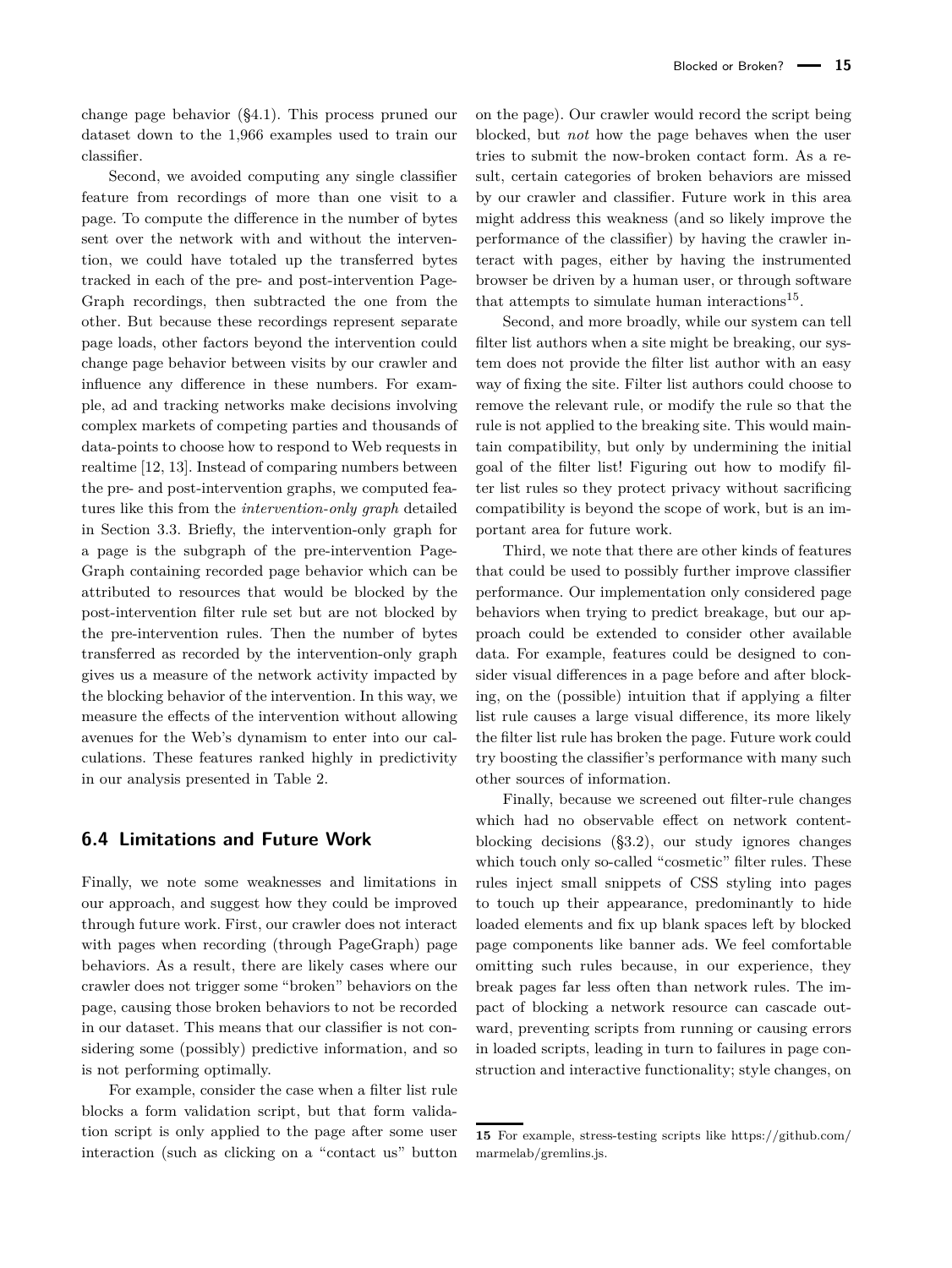change page behavior (§4.1). This process pruned our dataset down to the 1,966 examples used to train our classifier.

Second, we avoided computing any single classifier feature from recordings of more than one visit to a page. To compute the difference in the number of bytes sent over the network with and without the intervention, we could have totaled up the transferred bytes tracked in each of the pre- and post-intervention PageGraph recordings, then subtracted the one from the other. But because these recordings represent separate page loads, other factors beyond the intervention could change page behavior between visits by our crawler and influence any difference in these numbers. For example, ad and tracking networks make decisions involving complex markets of competing parties and thousands of data-points to choose how to respond to Web requests in realtime [12, 13]. Instead of comparing numbers between the pre- and post-intervention graphs, we computed features like this from the *intervention-only graph* detailed in Section 3.3. Briefly, the intervention-only graph for a page is the subgraph of the pre-intervention PageGraph containing recorded page behavior which can be attributed to resources that would be blocked by the post-intervention filter rule set but are not blocked by the pre-intervention rules. Then the number of bytes transferred as recorded by the intervention-only graph gives us a measure of the network activity impacted by the blocking behavior of the intervention. In this way, we measure the effects of the intervention without allowing avenues for the Web's dynamism to enter into our calculations. These features ranked highly in predictivity in our analysis presented in Table 2.

## 6.4 Limitations and Future Work

Finally, we note some weaknesses and limitations in our approach, and suggest how they could be improved through future work. First, our crawler does not interact with pages when recording (through PageGraph) page behaviors. As a result, there are likely cases where our crawler does not trigger some "broken" behaviors on the page, causing those broken behaviors to not be recorded in our dataset. This means that our classifier is not considering some (possibly) predictive information, and so is not performing optimally.

For example, consider the case when a filter list rule blocks a form validation script, but that form validation script is only applied to the page after some user interaction (such as clicking on a "contact us" button on the page). Our crawler would record the script being blocked, but *not* how the page behaves when the user tries to submit the now-broken contact form. As a result, certain categories of broken behaviors are missed by our crawler and classifier. Future work in this area might address this weakness (and so likely improve the performance of the classifier) by having the crawler interact with pages, either by having the instrumented browser be driven by a human user, or through software that attempts to simulate human interactions[15].

Second, and more broadly, while our system can tell filter list authors when a site might be breaking, our system does not provide the filter list author with an easy way of fixing the site. Filter list authors could choose to remove the relevant rule, or modify the rule so that the rule is not applied to the breaking site. This would maintain compatibility, but only by undermining the initial goal of the filter list! Figuring out how to modify filter list rules so they protect privacy without sacrificing compatibility is beyond the scope of work, but is an important area for future work.

Third, we note that there are other kinds of features that could be used to possibly further improve classifier performance. Our implementation only considered page behaviors when trying to predict breakage, but our approach could be extended to consider other available data. For example, features could be designed to consider visual differences in a page before and after blocking, on the (possible) intuition that if applying a filter list rule causes a large visual difference, its more likely the filter list rule has broken the page. Future work could try boosting the classifier's performance with many such other sources of information.

Finally, because we screened out filter-rule changes which had no observable effect on network content-blocking decisions (§3.2), our study ignores changes which touch only so-called "cosmetic" filter rules. These rules inject small snippets of CSS styling into pages to touch up their appearance, predominantly to hide loaded elements and fix up blank spaces left by blocked page components like banner ads. We feel comfortable omitting such rules because, in our experience, they break pages far less often than network rules. The impact of blocking a network resource can cascade outward, preventing scripts from running or causing errors in loaded scripts, leading in turn to failures in page construction and interactive functionality; style changes, on

---

15 For example, stress-testing scripts like https://github.com/marmelab/gremlins.js.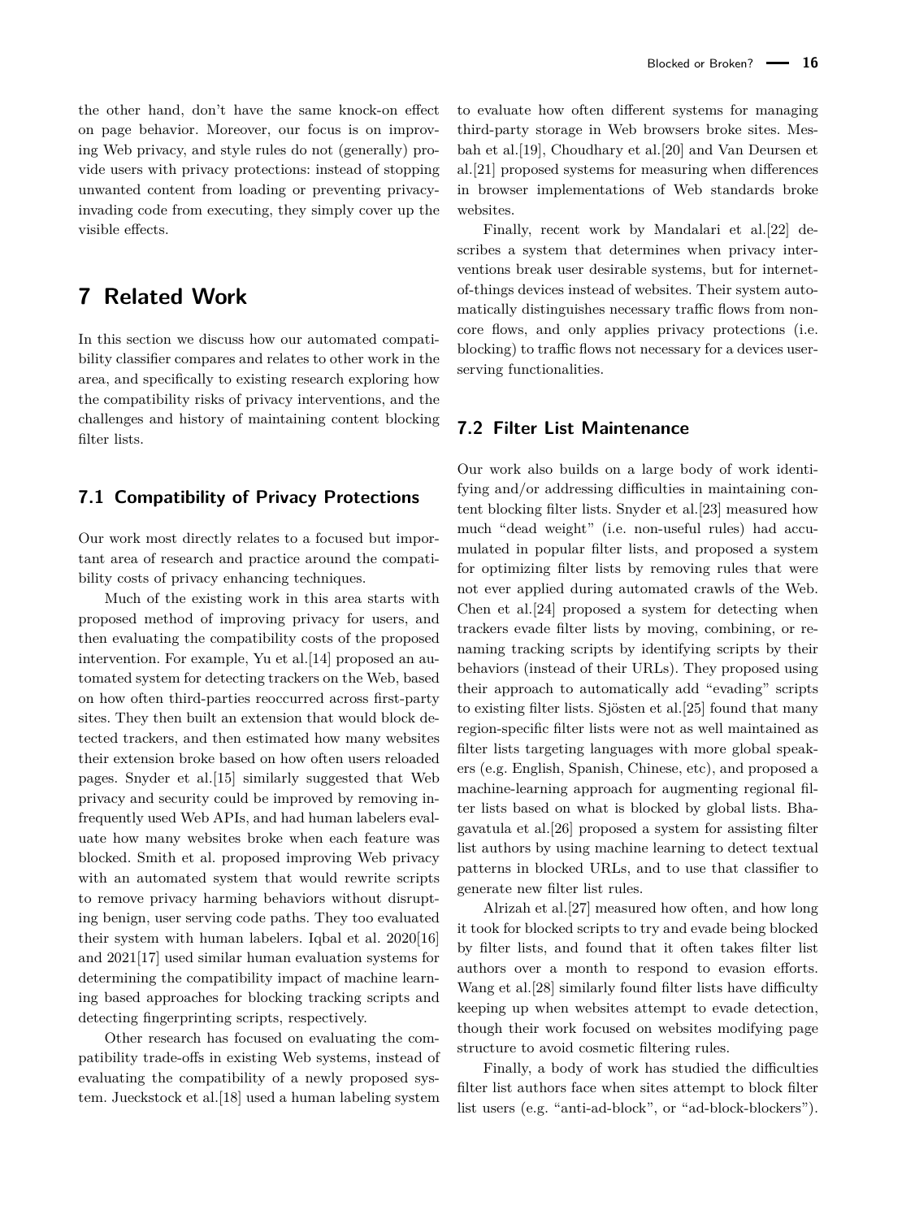the other hand, don't have the same knock-on effect on page behavior. Moreover, our focus is on improving Web privacy, and style rules do not (generally) provide users with privacy protections: instead of stopping unwanted content from loading or preventing privacy-invading code from executing, they simply cover up the visible effects.

# 7 Related Work

In this section we discuss how our automated compatibility classifier compares and relates to other work in the area, and specifically to existing research exploring how the compatibility risks of privacy interventions, and the challenges and history of maintaining content blocking filter lists.

## 7.1 Compatibility of Privacy Protections

Our work most directly relates to a focused but important area of research and practice around the compatibility costs of privacy enhancing techniques.

Much of the existing work in this area starts with proposed method of improving privacy for users, and then evaluating the compatibility costs of the proposed intervention. For example, Yu et al.[14] proposed an automated system for detecting trackers on the Web, based on how often third-parties reoccurred across first-party sites. They then built an extension that would block detected trackers, and then estimated how many websites their extension broke based on how often users reloaded pages. Snyder et al.[15] similarly suggested that Web privacy and security could be improved by removing infrequently used Web APIs, and had human labelers evaluate how many websites broke when each feature was blocked. Smith et al. proposed improving Web privacy with an automated system that would rewrite scripts to remove privacy harming behaviors without disrupting benign, user serving code paths. They too evaluated their system with human labelers. Iqbal et al. 2020[16] and 2021[17] used similar human evaluation systems for determining the compatibility impact of machine learning based approaches for blocking tracking scripts and detecting fingerprinting scripts, respectively.

Other research has focused on evaluating the compatibility trade-offs in existing Web systems, instead of evaluating the compatibility of a newly proposed system. Jueckstock et al.[18] used a human labeling system to evaluate how often different systems for managing third-party storage in Web browsers broke sites. Mesbah et al.[19], Choudhary et al.[20] and Van Deursen et al.[21] proposed systems for measuring when differences in browser implementations of Web standards broke websites.

Finally, recent work by Mandalari et al.[22] describes a system that determines when privacy interventions break user desirable systems, but for internet-of-things devices instead of websites. Their system automatically distinguishes necessary traffic flows from non-core flows, and only applies privacy protections (i.e. blocking) to traffic flows not necessary for a devices user-serving functionalities.

## 7.2 Filter List Maintenance

Our work also builds on a large body of work identifying and/or addressing difficulties in maintaining content blocking filter lists. Snyder et al.[23] measured how much "dead weight" (i.e. non-useful rules) had accumulated in popular filter lists, and proposed a system for optimizing filter lists by removing rules that were not ever applied during automated crawls of the Web. Chen et al.[24] proposed a system for detecting when trackers evade filter lists by moving, combining, or renaming tracking scripts by identifying scripts by their behaviors (instead of their URLs). They proposed using their approach to automatically add "evading" scripts to existing filter lists. Sjösten et al.[25] found that many region-specific filter lists were not as well maintained as filter lists targeting languages with more global speakers (e.g. English, Spanish, Chinese, etc), and proposed a machine-learning approach for augmenting regional filter lists based on what is blocked by global lists. Bhagavatula et al.[26] proposed a system for assisting filter list authors by using machine learning to detect textual patterns in blocked URLs, and to use that classifier to generate new filter list rules.

Alrizah et al.[27] measured how often, and how long it took for blocked scripts to try and evade being blocked by filter lists, and found that it often takes filter list authors over a month to respond to evasion efforts. Wang et al.[28] similarly found filter lists have difficulty keeping up when websites attempt to evade detection, though their work focused on websites modifying page structure to avoid cosmetic filtering rules.

Finally, a body of work has studied the difficulties filter list authors face when sites attempt to block filter list users (e.g. "anti-ad-block", or "ad-block-blockers").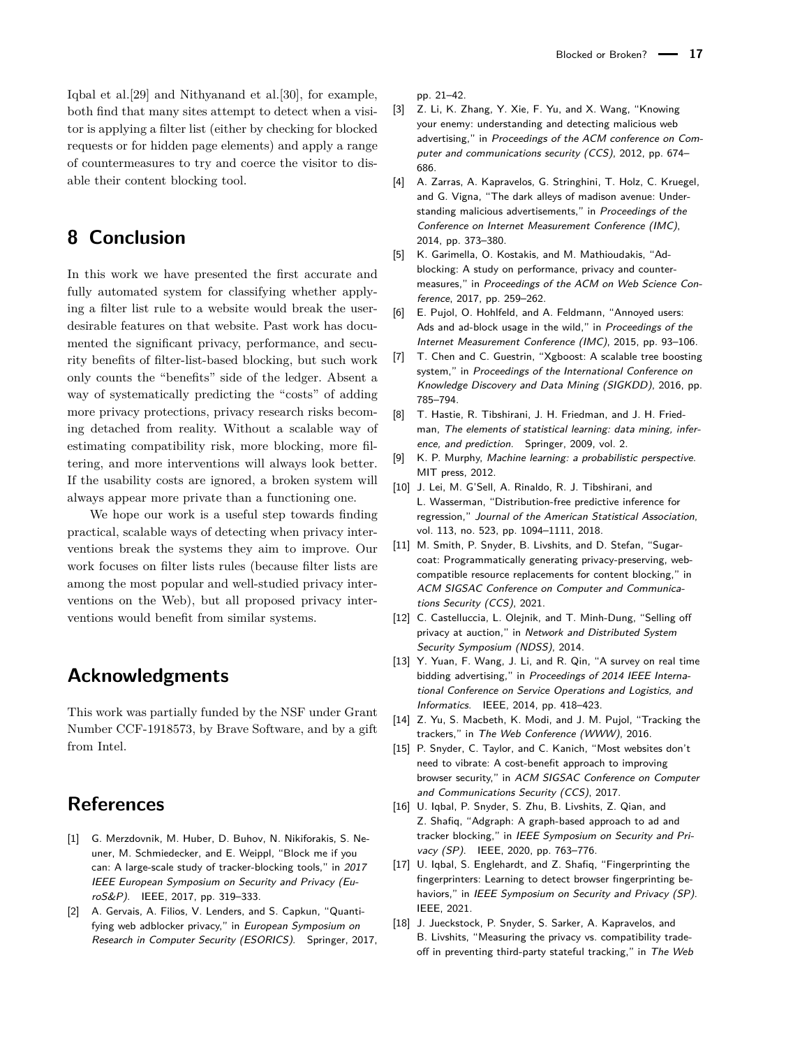Iqbal et al.[29] and Nithyanand et al.[30], for example, both find that many sites attempt to detect when a visitor is applying a filter list (either by checking for blocked requests or for hidden page elements) and apply a range of countermeasures to try and coerce the visitor to disable their content blocking tool.

## 8 Conclusion

In this work we have presented the first accurate and fully automated system for classifying whether applying a filter list rule to a website would break the user-desirable features on that website. Past work has documented the significant privacy, performance, and security benefits of filter-list-based blocking, but such work only counts the "benefits" side of the ledger. Absent a way of systematically predicting the "costs" of adding more privacy protections, privacy research risks becoming detached from reality. Without a scalable way of estimating compatibility risk, more blocking, more filtering, and more interventions will always look better. If the usability costs are ignored, a broken system will always appear more private than a functioning one.

We hope our work is a useful step towards finding practical, scalable ways of detecting when privacy interventions break the systems they aim to improve. Our work focuses on filter lists rules (because filter lists are among the most popular and well-studied privacy interventions on the Web), but all proposed privacy interventions would benefit from similar systems.

## Acknowledgments

This work was partially funded by the NSF under Grant Number CCF-1918573, by Brave Software, and by a gift from Intel.

## References

[1] G. Merzdovnik, M. Huber, D. Buhov, N. Nikiforakis, S. Neuner, M. Schmiedecker, and E. Weippl, "Block me if you can: A large-scale study of tracker-blocking tools," in *2017 IEEE European Symposium on Security and Privacy (EuroS&P)*. IEEE, 2017, pp. 319–333.

[2] A. Gervais, A. Filios, V. Lenders, and S. Capkun, "Quantifying web adblocker privacy," in *European Symposium on Research in Computer Security (ESORICS)*. Springer, 2017, pp. 21–42.

[3] Z. Li, K. Zhang, Y. Xie, F. Yu, and X. Wang, "Knowing your enemy: understanding and detecting malicious web advertising," in *Proceedings of the ACM conference on Computer and communications security (CCS)*, 2012, pp. 674–686.

[4] A. Zarras, A. Kapravelos, G. Stringhini, T. Holz, C. Kruegel, and G. Vigna, "The dark alleys of madison avenue: Understanding malicious advertisements," in *Proceedings of the Conference on Internet Measurement Conference (IMC)*, 2014, pp. 373–380.

[5] K. Garimella, O. Kostakis, and M. Mathioudakis, "Ad-blocking: A study on performance, privacy and counter-measures," in *Proceedings of the ACM on Web Science Conference*, 2017, pp. 259–262.

[6] E. Pujol, O. Hohlfeld, and A. Feldmann, "Annoyed users: Ads and ad-block usage in the wild," in *Proceedings of the Internet Measurement Conference (IMC)*, 2015, pp. 93–106.

[7] T. Chen and C. Guestrin, "Xgboost: A scalable tree boosting system," in *Proceedings of the International Conference on Knowledge Discovery and Data Mining (SIGKDD)*, 2016, pp. 785–794.

[8] T. Hastie, R. Tibshirani, J. H. Friedman, and J. H. Friedman, *The elements of statistical learning: data mining, inference, and prediction*. Springer, 2009, vol. 2.

[9] K. P. Murphy, *Machine learning: a probabilistic perspective*. MIT press, 2012.

[10] J. Lei, M. G'Sell, A. Rinaldo, R. J. Tibshirani, and L. Wasserman, "Distribution-free predictive inference for regression," *Journal of the American Statistical Association*, vol. 113, no. 523, pp. 1094–1111, 2018.

[11] M. Smith, P. Snyder, B. Livshits, and D. Stefan, "Sugarcoat: Programmatically generating privacy-preserving, web-compatible resource replacements for content blocking," in *ACM SIGSAC Conference on Computer and Communications Security (CCS)*, 2021.

[12] C. Castelluccia, L. Olejnik, and T. Minh-Dung, "Selling off privacy at auction," in *Network and Distributed System Security Symposium (NDSS)*, 2014.

[13] Y. Yuan, F. Wang, J. Li, and R. Qin, "A survey on real time bidding advertising," in *Proceedings of 2014 IEEE International Conference on Service Operations and Logistics, and Informatics*. IEEE, 2014, pp. 418–423.

[14] Z. Yu, S. Macbeth, K. Modi, and J. M. Pujol, "Tracking the trackers," in *The Web Conference (WWW)*, 2016.

[15] P. Snyder, C. Taylor, and C. Kanich, "Most websites don't need to vibrate: A cost-benefit approach to improving browser security," in *ACM SIGSAC Conference on Computer and Communications Security (CCS)*, 2017.

[16] U. Iqbal, P. Snyder, S. Zhu, B. Livshits, Z. Qian, and Z. Shafiq, "Adgraph: A graph-based approach to ad and tracker blocking," in *IEEE Symposium on Security and Privacy (SP)*. IEEE, 2020, pp. 763–776.

[17] U. Iqbal, S. Englehardt, and Z. Shafiq, "Fingerprinting the fingerprinters: Learning to detect browser fingerprinting behaviors," in *IEEE Symposium on Security and Privacy (SP)*. IEEE, 2021.

[18] J. Jueckstock, P. Snyder, S. Sarker, A. Kapravelos, and B. Livshits, "Measuring the privacy vs. compatibility trade-off in preventing third-party stateful tracking," in *The Web*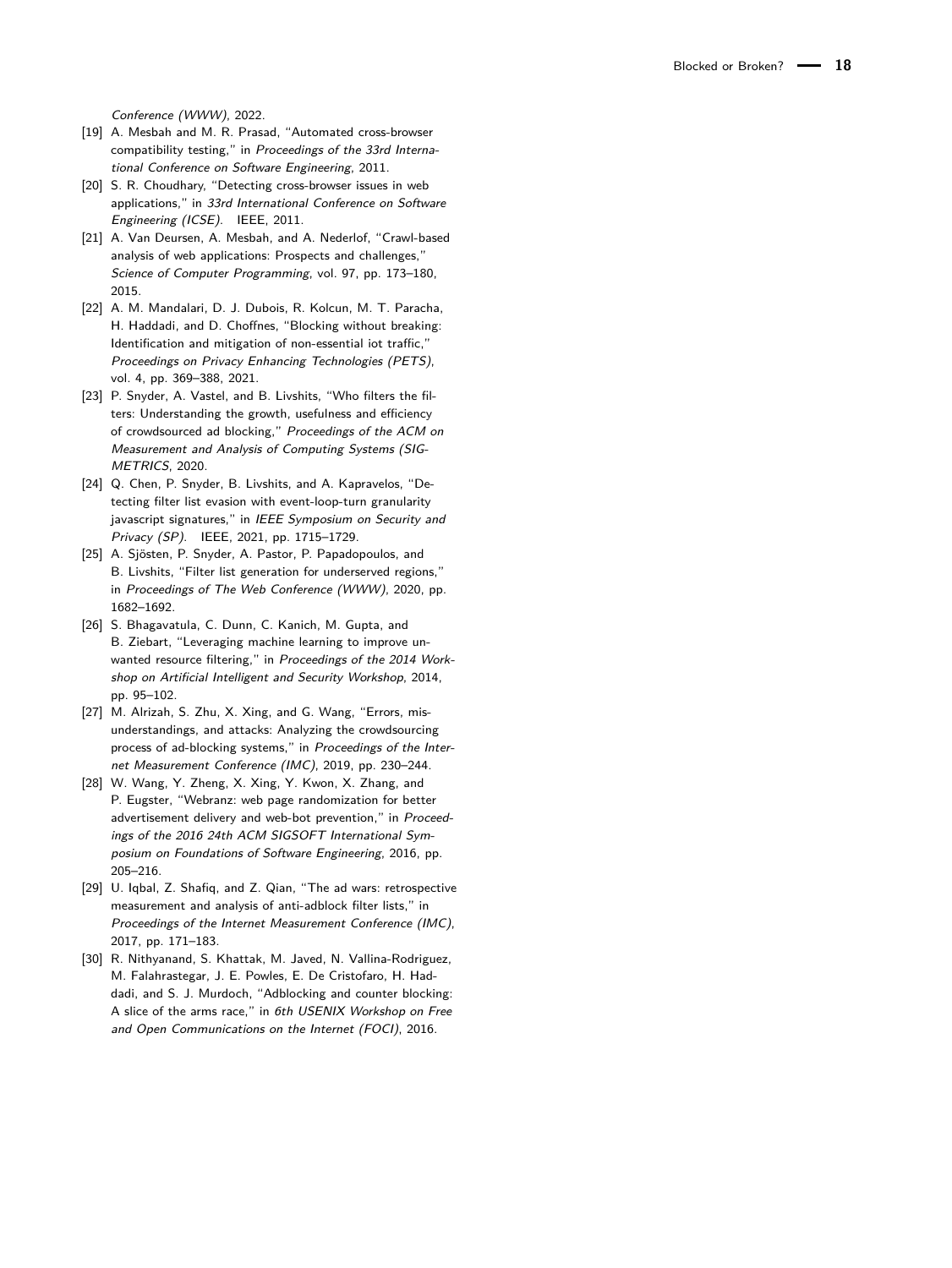Conference (WWW)*, 2022.

[19] A. Mesbah and M. R. Prasad, "Automated cross-browser compatibility testing," in *Proceedings of the 33rd International Conference on Software Engineering*, 2011.

[20] S. R. Choudhary, "Detecting cross-browser issues in web applications," in *33rd International Conference on Software Engineering (ICSE)*. IEEE, 2011.

[21] A. Van Deursen, A. Mesbah, and A. Nederlof, "Crawl-based analysis of web applications: Prospects and challenges," *Science of Computer Programming*, vol. 97, pp. 173–180, 2015.

[22] A. M. Mandalari, D. J. Dubois, R. Kolcun, M. T. Paracha, H. Haddadi, and D. Choffnes, "Blocking without breaking: Identification and mitigation of non-essential iot traffic," *Proceedings on Privacy Enhancing Technologies (PETS)*, vol. 4, pp. 369–388, 2021.

[23] P. Snyder, A. Vastel, and B. Livshits, "Who filters the filters: Understanding the growth, usefulness and efficiency of crowdsourced ad blocking," *Proceedings of the ACM on Measurement and Analysis of Computing Systems (SIGMETRICS*, 2020.

[24] Q. Chen, P. Snyder, B. Livshits, and A. Kapravelos, "Detecting filter list evasion with event-loop-turn granularity javascript signatures," in *IEEE Symposium on Security and Privacy (SP)*. IEEE, 2021, pp. 1715–1729.

[25] A. Sjösten, P. Snyder, A. Pastor, P. Papadopoulos, and B. Livshits, "Filter list generation for underserved regions," in *Proceedings of The Web Conference (WWW)*, 2020, pp. 1682–1692.

[26] S. Bhagavatula, C. Dunn, C. Kanich, M. Gupta, and B. Ziebart, "Leveraging machine learning to improve unwanted resource filtering," in *Proceedings of the 2014 Workshop on Artificial Intelligent and Security Workshop*, 2014, pp. 95–102.

[27] M. Alrizah, S. Zhu, X. Xing, and G. Wang, "Errors, misunderstandings, and attacks: Analyzing the crowdsourcing process of ad-blocking systems," in *Proceedings of the Internet Measurement Conference (IMC)*, 2019, pp. 230–244.

[28] W. Wang, Y. Zheng, X. Xing, Y. Kwon, X. Zhang, and P. Eugster, "Webranz: web page randomization for better advertisement delivery and web-bot prevention," in *Proceedings of the 2016 24th ACM SIGSOFT International Symposium on Foundations of Software Engineering*, 2016, pp. 205–216.

[29] U. Iqbal, Z. Shafiq, and Z. Qian, "The ad wars: retrospective measurement and analysis of anti-adblock filter lists," in *Proceedings of the Internet Measurement Conference (IMC)*, 2017, pp. 171–183.

[30] R. Nithyanand, S. Khattak, M. Javed, N. Vallina-Rodriguez, M. Falahrastegar, J. E. Powles, E. De Cristofaro, H. Haddadi, and S. J. Murdoch, "Adblocking and counter blocking: A slice of the arms race," in *6th USENIX Workshop on Free and Open Communications on the Internet (FOCI)*, 2016.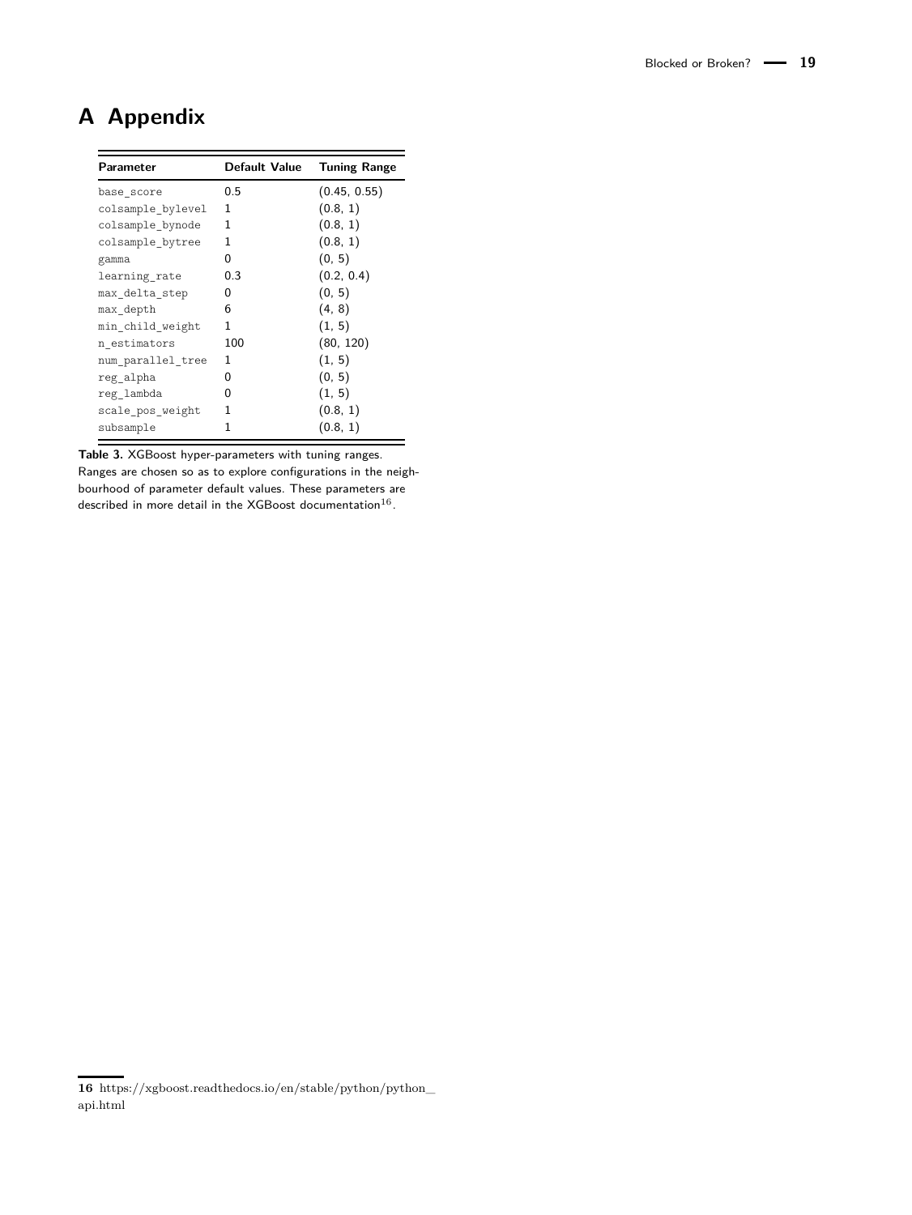# A Appendix

| Parameter | Default Value | Tuning Range |
|---|---|---|
| base_score | 0.5 | (0.45, 0.55) |
| colsample_bylevel | 1 | (0.8, 1) |
| colsample_bynode | 1 | (0.8, 1) |
| colsample_bytree | 1 | (0.8, 1) |
| gamma | 0 | (0, 5) |
| learning_rate | 0.3 | (0.2, 0.4) |
| max_delta_step | 0 | (0, 5) |
| max_depth | 6 | (4, 8) |
| min_child_weight | 1 | (1, 5) |
| n_estimators | 100 | (80, 120) |
| num_parallel_tree | 1 | (1, 5) |
| reg_alpha | 0 | (0, 5) |
| reg_lambda | 0 | (1, 5) |
| scale_pos_weight | 1 | (0.8, 1) |
| subsample | 1 | (0.8, 1) |

**Table 3.** XGBoost hyper-parameters with tuning ranges. Ranges are chosen so as to explore configurations in the neighbourhood of parameter default values. These parameters are described in more detail in the XGBoost documentation[16].

[16] https://xgboost.readthedocs.io/en/stable/python/python_api.html